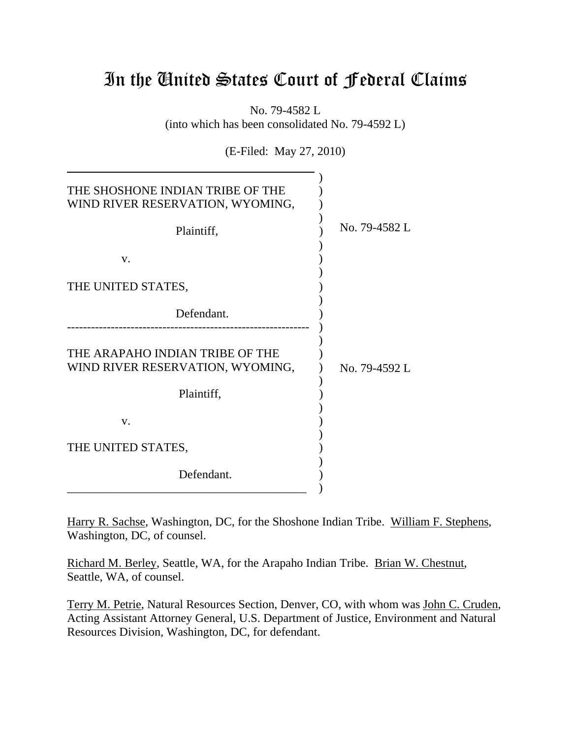# In the United States Court of Federal Claims

No. 79-4582 L
(into which has been consolidated No. 79-4592 L)

(E-Filed: May 27, 2010)

| | |
|---|---|
| THE SHOSHONE INDIAN TRIBE OF THE WIND RIVER RESERVATION, WYOMING,<br><br>Plaintiff,<br><br>v.<br><br>THE UNITED STATES,<br><br>Defendant. | No. 79-4582 L |
| THE ARAPAHO INDIAN TRIBE OF THE WIND RIVER RESERVATION, WYOMING,<br><br>Plaintiff,<br><br>v.<br><br>THE UNITED STATES,<br><br>Defendant. | No. 79-4592 L |

Harry R. Sachse, Washington, DC, for the Shoshone Indian Tribe. William F. Stephens, Washington, DC, of counsel.

Richard M. Berley, Seattle, WA, for the Arapaho Indian Tribe. Brian W. Chestnut, Seattle, WA, of counsel.

Terry M. Petrie, Natural Resources Section, Denver, CO, with whom was John C. Cruden, Acting Assistant Attorney General, U.S. Department of Justice, Environment and Natural Resources Division, Washington, DC, for defendant.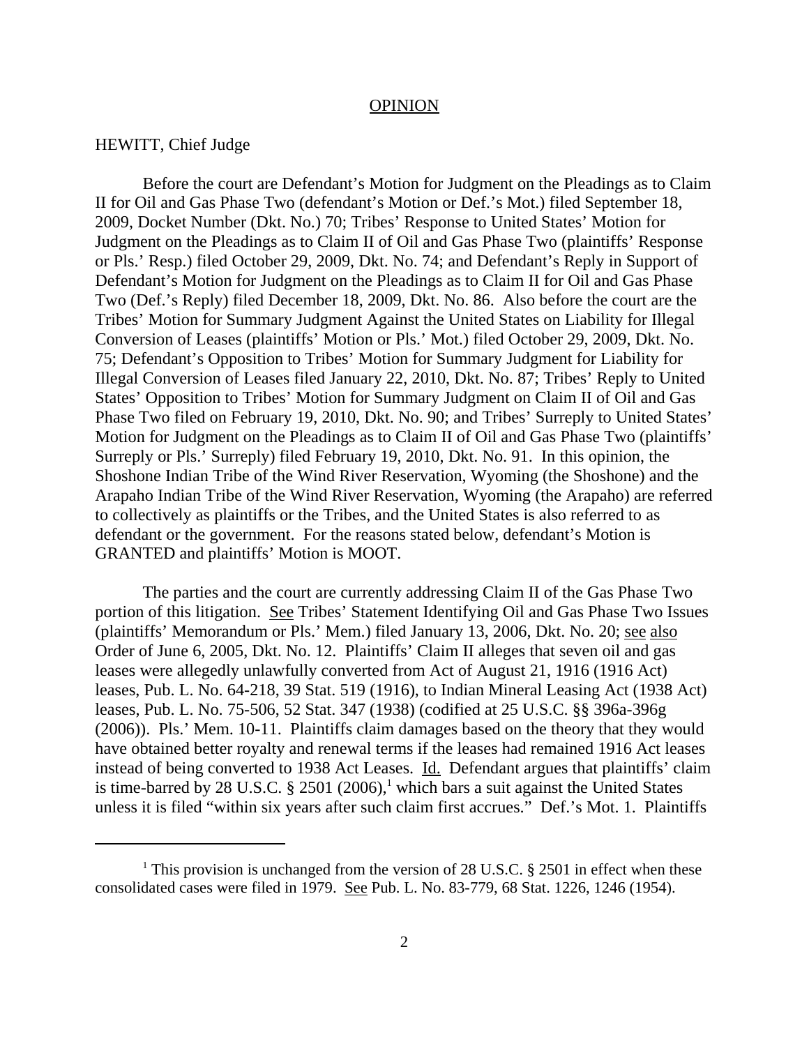## OPINION

HEWITT, Chief Judge

Before the court are Defendant's Motion for Judgment on the Pleadings as to Claim II for Oil and Gas Phase Two (defendant's Motion or Def.'s Mot.) filed September 18, 2009, Docket Number (Dkt. No.) 70; Tribes' Response to United States' Motion for Judgment on the Pleadings as to Claim II of Oil and Gas Phase Two (plaintiffs' Response or Pls.' Resp.) filed October 29, 2009, Dkt. No. 74; and Defendant's Reply in Support of Defendant's Motion for Judgment on the Pleadings as to Claim II for Oil and Gas Phase Two (Def.'s Reply) filed December 18, 2009, Dkt. No. 86. Also before the court are the Tribes' Motion for Summary Judgment Against the United States on Liability for Illegal Conversion of Leases (plaintiffs' Motion or Pls.' Mot.) filed October 29, 2009, Dkt. No. 75; Defendant's Opposition to Tribes' Motion for Summary Judgment for Liability for Illegal Conversion of Leases filed January 22, 2010, Dkt. No. 87; Tribes' Reply to United States' Opposition to Tribes' Motion for Summary Judgment on Claim II of Oil and Gas Phase Two filed on February 19, 2010, Dkt. No. 90; and Tribes' Surreply to United States' Motion for Judgment on the Pleadings as to Claim II of Oil and Gas Phase Two (plaintiffs' Surreply or Pls.' Surreply) filed February 19, 2010, Dkt. No. 91. In this opinion, the Shoshone Indian Tribe of the Wind River Reservation, Wyoming (the Shoshone) and the Arapaho Indian Tribe of the Wind River Reservation, Wyoming (the Arapaho) are referred to collectively as plaintiffs or the Tribes, and the United States is also referred to as defendant or the government. For the reasons stated below, defendant's Motion is GRANTED and plaintiffs' Motion is MOOT.

The parties and the court are currently addressing Claim II of the Gas Phase Two portion of this litigation. See Tribes' Statement Identifying Oil and Gas Phase Two Issues (plaintiffs' Memorandum or Pls.' Mem.) filed January 13, 2006, Dkt. No. 20; see also Order of June 6, 2005, Dkt. No. 12. Plaintiffs' Claim II alleges that seven oil and gas leases were allegedly unlawfully converted from Act of August 21, 1916 (1916 Act) leases, Pub. L. No. 64-218, 39 Stat. 519 (1916), to Indian Mineral Leasing Act (1938 Act) leases, Pub. L. No. 75-506, 52 Stat. 347 (1938) (codified at 25 U.S.C. §§ 396a-396g (2006)). Pls.' Mem. 10-11. Plaintiffs claim damages based on the theory that they would have obtained better royalty and renewal terms if the leases had remained 1916 Act leases instead of being converted to 1938 Act Leases. Id. Defendant argues that plaintiffs' claim is time-barred by 28 U.S.C. § 2501 (2006),[1] which bars a suit against the United States unless it is filed "within six years after such claim first accrues." Def.'s Mot. 1. Plaintiffs

[1] This provision is unchanged from the version of 28 U.S.C. § 2501 in effect when these consolidated cases were filed in 1979. See Pub. L. No. 83-779, 68 Stat. 1226, 1246 (1954).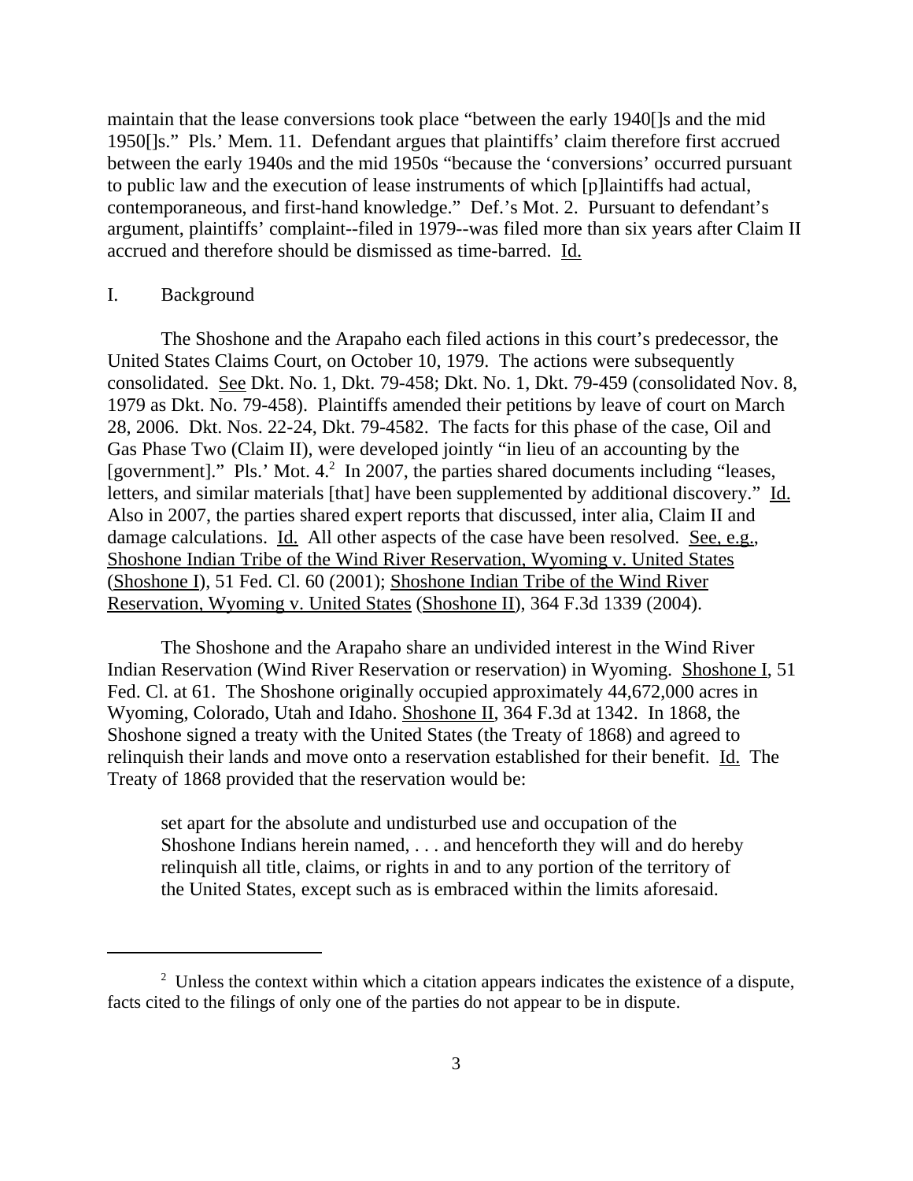maintain that the lease conversions took place "between the early 1940[]s and the mid 1950[]s." Pls.' Mem. 11. Defendant argues that plaintiffs' claim therefore first accrued between the early 1940s and the mid 1950s "because the 'conversions' occurred pursuant to public law and the execution of lease instruments of which [p]laintiffs had actual, contemporaneous, and first-hand knowledge." Def.'s Mot. 2. Pursuant to defendant's argument, plaintiffs' complaint--filed in 1979--was filed more than six years after Claim II accrued and therefore should be dismissed as time-barred. Id.

## I. Background

The Shoshone and the Arapaho each filed actions in this court's predecessor, the United States Claims Court, on October 10, 1979. The actions were subsequently consolidated. See Dkt. No. 1, Dkt. 79-458; Dkt. No. 1, Dkt. 79-459 (consolidated Nov. 8, 1979 as Dkt. No. 79-458). Plaintiffs amended their petitions by leave of court on March 28, 2006. Dkt. Nos. 22-24, Dkt. 79-4582. The facts for this phase of the case, Oil and Gas Phase Two (Claim II), were developed jointly "in lieu of an accounting by the [government]." Pls.' Mot. 4.[2] In 2007, the parties shared documents including "leases, letters, and similar materials [that] have been supplemented by additional discovery." Id. Also in 2007, the parties shared expert reports that discussed, inter alia, Claim II and damage calculations. Id. All other aspects of the case have been resolved. See, e.g., Shoshone Indian Tribe of the Wind River Reservation, Wyoming v. United States (Shoshone I), 51 Fed. Cl. 60 (2001); Shoshone Indian Tribe of the Wind River Reservation, Wyoming v. United States (Shoshone II), 364 F.3d 1339 (2004).

The Shoshone and the Arapaho share an undivided interest in the Wind River Indian Reservation (Wind River Reservation or reservation) in Wyoming. Shoshone I, 51 Fed. Cl. at 61. The Shoshone originally occupied approximately 44,672,000 acres in Wyoming, Colorado, Utah and Idaho. Shoshone II, 364 F.3d at 1342. In 1868, the Shoshone signed a treaty with the United States (the Treaty of 1868) and agreed to relinquish their lands and move onto a reservation established for their benefit. Id. The Treaty of 1868 provided that the reservation would be:

> set apart for the absolute and undisturbed use and occupation of the Shoshone Indians herein named, . . . and henceforth they will and do hereby relinquish all title, claims, or rights in and to any portion of the territory of the United States, except such as is embraced within the limits aforesaid.

---

[2] Unless the context within which a citation appears indicates the existence of a dispute, facts cited to the filings of only one of the parties do not appear to be in dispute.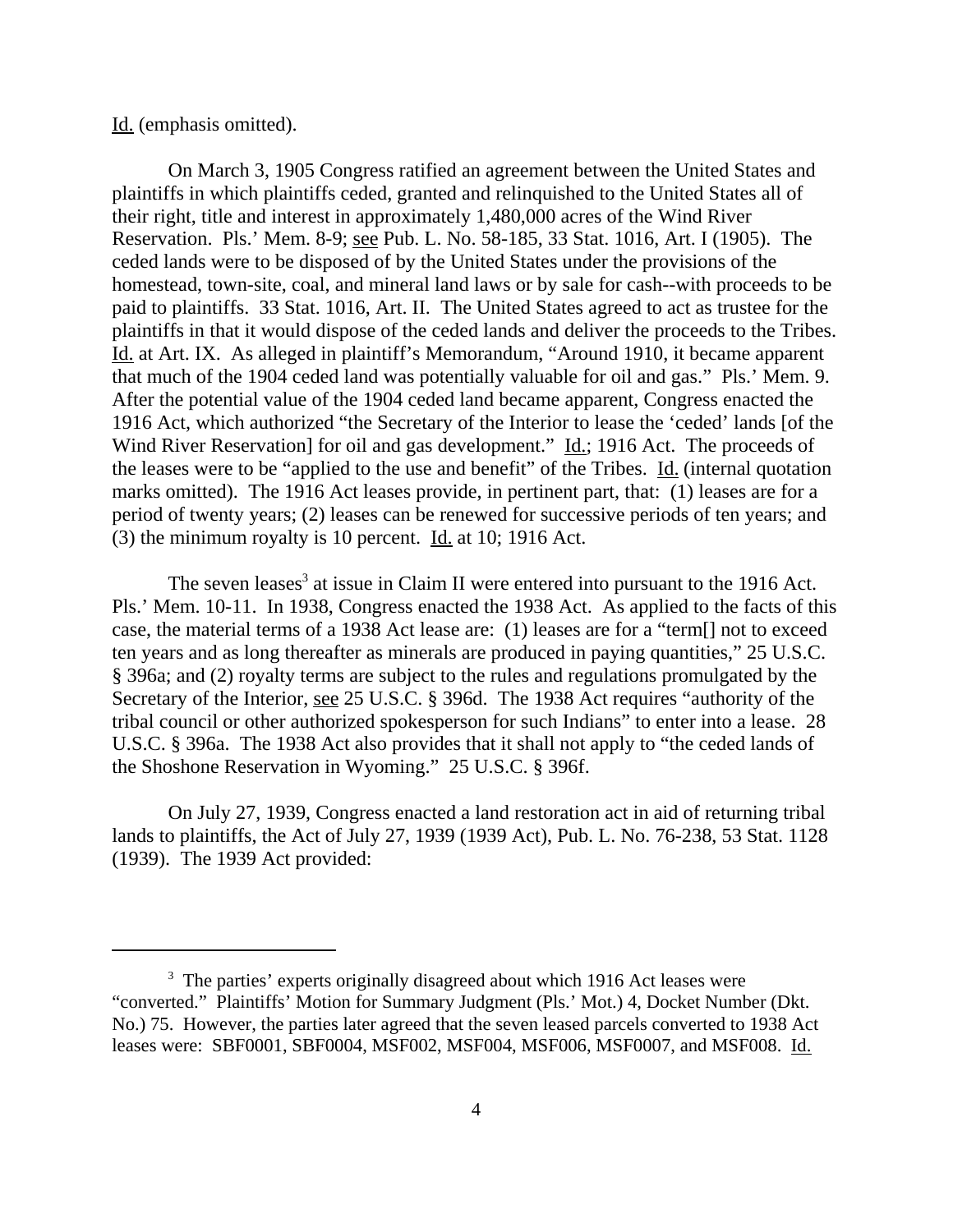Id. (emphasis omitted).

On March 3, 1905 Congress ratified an agreement between the United States and plaintiffs in which plaintiffs ceded, granted and relinquished to the United States all of their right, title and interest in approximately 1,480,000 acres of the Wind River Reservation. Pls.' Mem. 8-9; see Pub. L. No. 58-185, 33 Stat. 1016, Art. I (1905). The ceded lands were to be disposed of by the United States under the provisions of the homestead, town-site, coal, and mineral land laws or by sale for cash--with proceeds to be paid to plaintiffs. 33 Stat. 1016, Art. II. The United States agreed to act as trustee for the plaintiffs in that it would dispose of the ceded lands and deliver the proceeds to the Tribes. Id. at Art. IX. As alleged in plaintiff's Memorandum, "Around 1910, it became apparent that much of the 1904 ceded land was potentially valuable for oil and gas." Pls.' Mem. 9. After the potential value of the 1904 ceded land became apparent, Congress enacted the 1916 Act, which authorized "the Secretary of the Interior to lease the 'ceded' lands [of the Wind River Reservation] for oil and gas development." Id.; 1916 Act. The proceeds of the leases were to be "applied to the use and benefit" of the Tribes. Id. (internal quotation marks omitted). The 1916 Act leases provide, in pertinent part, that: (1) leases are for a period of twenty years; (2) leases can be renewed for successive periods of ten years; and (3) the minimum royalty is 10 percent. Id. at 10; 1916 Act.

The seven leases[3] at issue in Claim II were entered into pursuant to the 1916 Act. Pls.' Mem. 10-11. In 1938, Congress enacted the 1938 Act. As applied to the facts of this case, the material terms of a 1938 Act lease are: (1) leases are for a "term[] not to exceed ten years and as long thereafter as minerals are produced in paying quantities," 25 U.S.C. § 396a; and (2) royalty terms are subject to the rules and regulations promulgated by the Secretary of the Interior, see 25 U.S.C. § 396d. The 1938 Act requires "authority of the tribal council or other authorized spokesperson for such Indians" to enter into a lease. 28 U.S.C. § 396a. The 1938 Act also provides that it shall not apply to "the ceded lands of the Shoshone Reservation in Wyoming." 25 U.S.C. § 396f.

On July 27, 1939, Congress enacted a land restoration act in aid of returning tribal lands to plaintiffs, the Act of July 27, 1939 (1939 Act), Pub. L. No. 76-238, 53 Stat. 1128 (1939). The 1939 Act provided:

---

[3] The parties' experts originally disagreed about which 1916 Act leases were "converted." Plaintiffs' Motion for Summary Judgment (Pls.' Mot.) 4, Docket Number (Dkt. No.) 75. However, the parties later agreed that the seven leased parcels converted to 1938 Act leases were: SBF0001, SBF0004, MSF002, MSF004, MSF006, MSF0007, and MSF008. Id.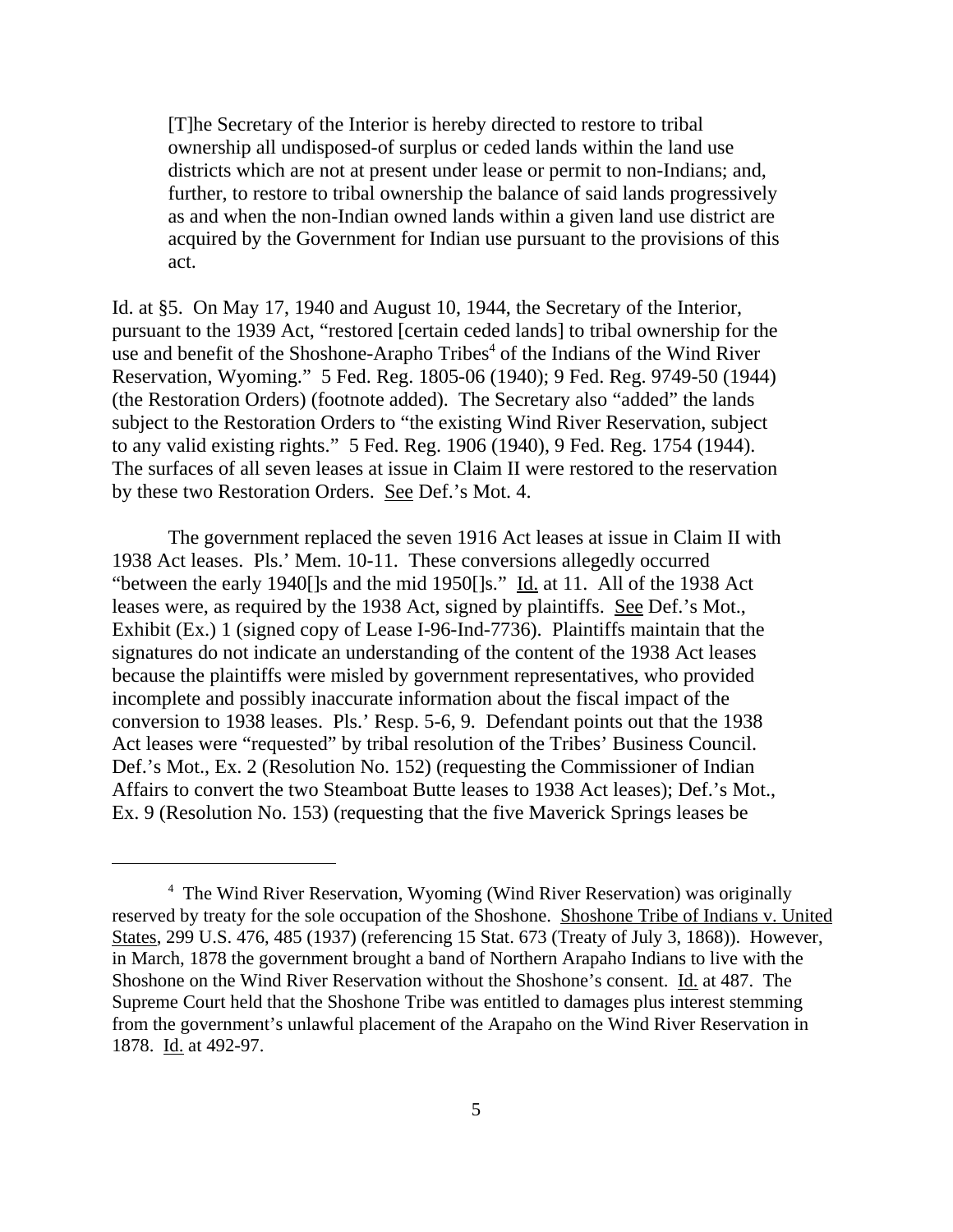> [T]he Secretary of the Interior is hereby directed to restore to tribal ownership all undisposed-of surplus or ceded lands within the land use districts which are not at present under lease or permit to non-Indians; and, further, to restore to tribal ownership the balance of said lands progressively as and when the non-Indian owned lands within a given land use district are acquired by the Government for Indian use pursuant to the provisions of this act.

Id. at §5. On May 17, 1940 and August 10, 1944, the Secretary of the Interior, pursuant to the 1939 Act, "restored [certain ceded lands] to tribal ownership for the use and benefit of the Shoshone-Arapho Tribes[4] of the Indians of the Wind River Reservation, Wyoming." 5 Fed. Reg. 1805-06 (1940); 9 Fed. Reg. 9749-50 (1944) (the Restoration Orders) (footnote added). The Secretary also "added" the lands subject to the Restoration Orders to "the existing Wind River Reservation, subject to any valid existing rights." 5 Fed. Reg. 1906 (1940), 9 Fed. Reg. 1754 (1944). The surfaces of all seven leases at issue in Claim II were restored to the reservation by these two Restoration Orders. See Def.'s Mot. 4.

The government replaced the seven 1916 Act leases at issue in Claim II with 1938 Act leases. Pls.' Mem. 10-11. These conversions allegedly occurred "between the early 1940[]s and the mid 1950[]s." Id. at 11. All of the 1938 Act leases were, as required by the 1938 Act, signed by plaintiffs. See Def.'s Mot., Exhibit (Ex.) 1 (signed copy of Lease I-96-Ind-7736). Plaintiffs maintain that the signatures do not indicate an understanding of the content of the 1938 Act leases because the plaintiffs were misled by government representatives, who provided incomplete and possibly inaccurate information about the fiscal impact of the conversion to 1938 leases. Pls.' Resp. 5-6, 9. Defendant points out that the 1938 Act leases were "requested" by tribal resolution of the Tribes' Business Council. Def.'s Mot., Ex. 2 (Resolution No. 152) (requesting the Commissioner of Indian Affairs to convert the two Steamboat Butte leases to 1938 Act leases); Def.'s Mot., Ex. 9 (Resolution No. 153) (requesting that the five Maverick Springs leases be

---

[4] The Wind River Reservation, Wyoming (Wind River Reservation) was originally reserved by treaty for the sole occupation of the Shoshone. Shoshone Tribe of Indians v. United States, 299 U.S. 476, 485 (1937) (referencing 15 Stat. 673 (Treaty of July 3, 1868)). However, in March, 1878 the government brought a band of Northern Arapaho Indians to live with the Shoshone on the Wind River Reservation without the Shoshone's consent. Id. at 487. The Supreme Court held that the Shoshone Tribe was entitled to damages plus interest stemming from the government's unlawful placement of the Arapaho on the Wind River Reservation in 1878. Id. at 492-97.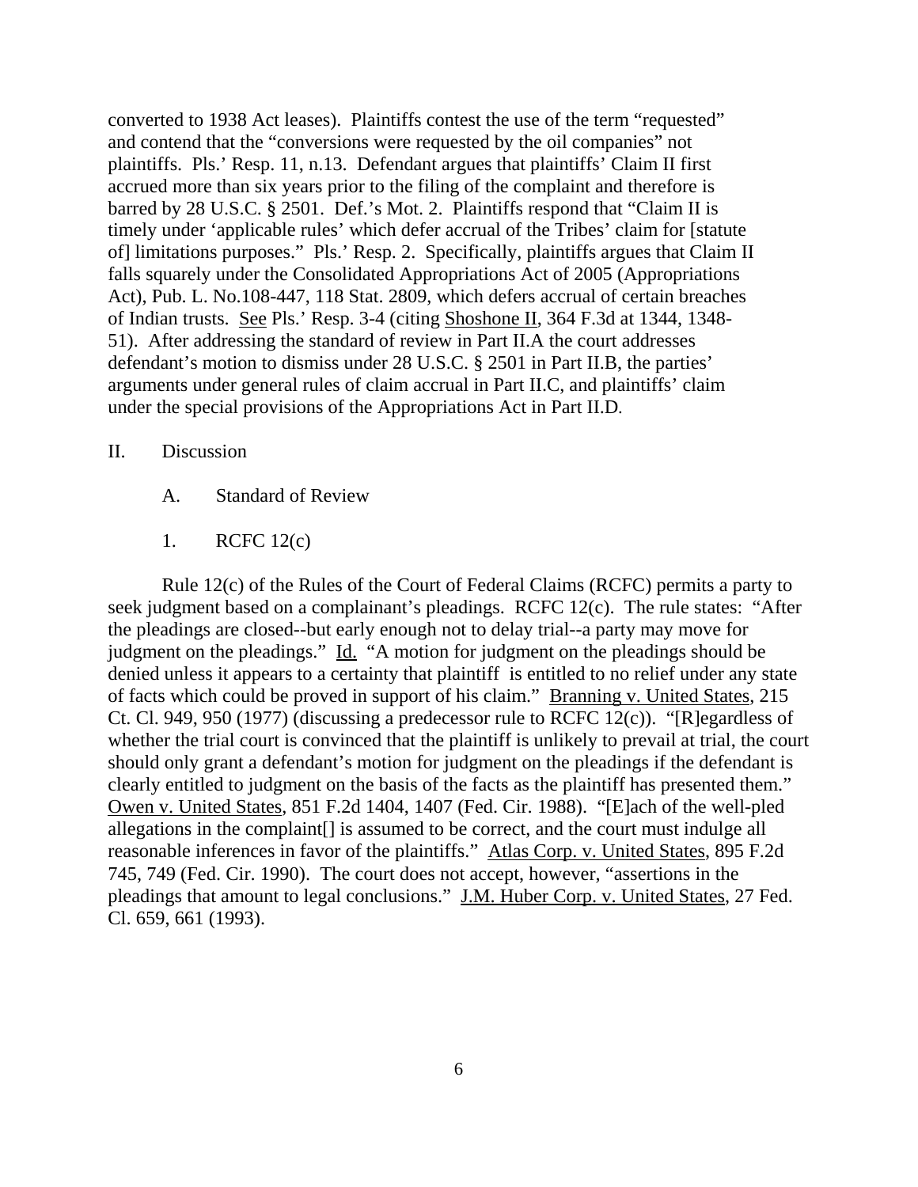converted to 1938 Act leases). Plaintiffs contest the use of the term "requested" and contend that the "conversions were requested by the oil companies" not plaintiffs. Pls.' Resp. 11, n.13. Defendant argues that plaintiffs' Claim II first accrued more than six years prior to the filing of the complaint and therefore is barred by 28 U.S.C. § 2501. Def.'s Mot. 2. Plaintiffs respond that "Claim II is timely under 'applicable rules' which defer accrual of the Tribes' claim for [statute of] limitations purposes." Pls.' Resp. 2. Specifically, plaintiffs argues that Claim II falls squarely under the Consolidated Appropriations Act of 2005 (Appropriations Act), Pub. L. No.108-447, 118 Stat. 2809, which defers accrual of certain breaches of Indian trusts. See Pls.' Resp. 3-4 (citing Shoshone II, 364 F.3d at 1344, 1348-51). After addressing the standard of review in Part II.A the court addresses defendant's motion to dismiss under 28 U.S.C. § 2501 in Part II.B, the parties' arguments under general rules of claim accrual in Part II.C, and plaintiffs' claim under the special provisions of the Appropriations Act in Part II.D.

## II. Discussion

### A. Standard of Review

#### 1. RCFC 12(c)

Rule 12(c) of the Rules of the Court of Federal Claims (RCFC) permits a party to seek judgment based on a complainant's pleadings. RCFC 12(c). The rule states: "After the pleadings are closed--but early enough not to delay trial--a party may move for judgment on the pleadings." Id. "A motion for judgment on the pleadings should be denied unless it appears to a certainty that plaintiff is entitled to no relief under any state of facts which could be proved in support of his claim." Branning v. United States, 215 Ct. Cl. 949, 950 (1977) (discussing a predecessor rule to RCFC 12(c)). "[R]egardless of whether the trial court is convinced that the plaintiff is unlikely to prevail at trial, the court should only grant a defendant's motion for judgment on the pleadings if the defendant is clearly entitled to judgment on the basis of the facts as the plaintiff has presented them." Owen v. United States, 851 F.2d 1404, 1407 (Fed. Cir. 1988). "[E]ach of the well-pled allegations in the complaint[] is assumed to be correct, and the court must indulge all reasonable inferences in favor of the plaintiffs." Atlas Corp. v. United States, 895 F.2d 745, 749 (Fed. Cir. 1990). The court does not accept, however, "assertions in the pleadings that amount to legal conclusions." J.M. Huber Corp. v. United States, 27 Fed. Cl. 659, 661 (1993).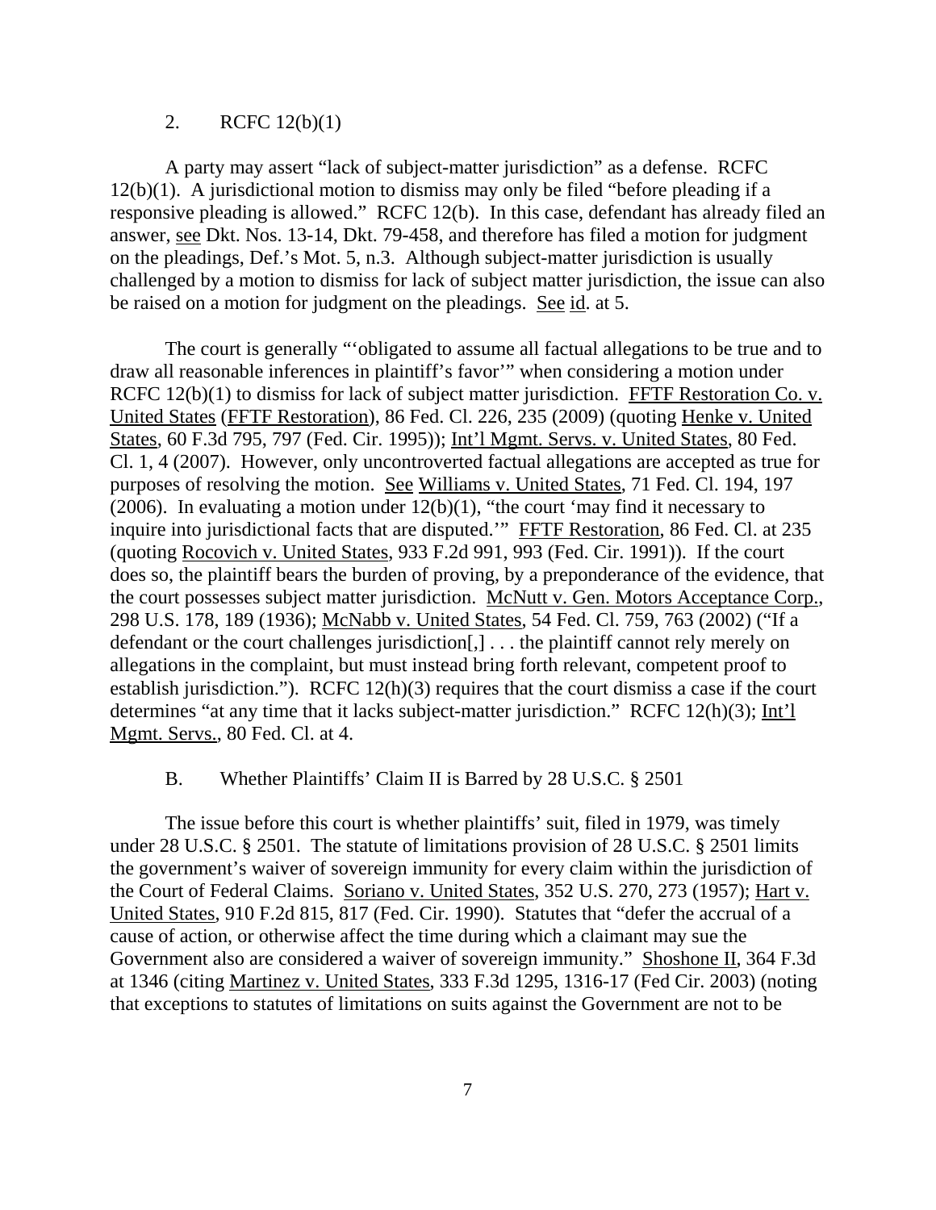2. RCFC 12(b)(1)

A party may assert "lack of subject-matter jurisdiction" as a defense. RCFC 12(b)(1). A jurisdictional motion to dismiss may only be filed "before pleading if a responsive pleading is allowed." RCFC 12(b). In this case, defendant has already filed an answer, see Dkt. Nos. 13-14, Dkt. 79-458, and therefore has filed a motion for judgment on the pleadings, Def.'s Mot. 5, n.3. Although subject-matter jurisdiction is usually challenged by a motion to dismiss for lack of subject matter jurisdiction, the issue can also be raised on a motion for judgment on the pleadings. See id. at 5.

The court is generally "'obligated to assume all factual allegations to be true and to draw all reasonable inferences in plaintiff's favor'" when considering a motion under RCFC 12(b)(1) to dismiss for lack of subject matter jurisdiction. FFTF Restoration Co. v. United States (FFTF Restoration), 86 Fed. Cl. 226, 235 (2009) (quoting Henke v. United States, 60 F.3d 795, 797 (Fed. Cir. 1995)); Int'l Mgmt. Servs. v. United States, 80 Fed. Cl. 1, 4 (2007). However, only uncontroverted factual allegations are accepted as true for purposes of resolving the motion. See Williams v. United States, 71 Fed. Cl. 194, 197 (2006). In evaluating a motion under 12(b)(1), "the court 'may find it necessary to inquire into jurisdictional facts that are disputed.'" FFTF Restoration, 86 Fed. Cl. at 235 (quoting Rocovich v. United States, 933 F.2d 991, 993 (Fed. Cir. 1991)). If the court does so, the plaintiff bears the burden of proving, by a preponderance of the evidence, that the court possesses subject matter jurisdiction. McNutt v. Gen. Motors Acceptance Corp., 298 U.S. 178, 189 (1936); McNabb v. United States, 54 Fed. Cl. 759, 763 (2002) ("If a defendant or the court challenges jurisdiction[,] . . . the plaintiff cannot rely merely on allegations in the complaint, but must instead bring forth relevant, competent proof to establish jurisdiction."). RCFC 12(h)(3) requires that the court dismiss a case if the court determines "at any time that it lacks subject-matter jurisdiction." RCFC 12(h)(3); Int'l Mgmt. Servs., 80 Fed. Cl. at 4.

B. Whether Plaintiffs' Claim II is Barred by 28 U.S.C. § 2501

The issue before this court is whether plaintiffs' suit, filed in 1979, was timely under 28 U.S.C. § 2501. The statute of limitations provision of 28 U.S.C. § 2501 limits the government's waiver of sovereign immunity for every claim within the jurisdiction of the Court of Federal Claims. Soriano v. United States, 352 U.S. 270, 273 (1957); Hart v. United States, 910 F.2d 815, 817 (Fed. Cir. 1990). Statutes that "defer the accrual of a cause of action, or otherwise affect the time during which a claimant may sue the Government also are considered a waiver of sovereign immunity." Shoshone II, 364 F.3d at 1346 (citing Martinez v. United States, 333 F.3d 1295, 1316-17 (Fed Cir. 2003) (noting that exceptions to statutes of limitations on suits against the Government are not to be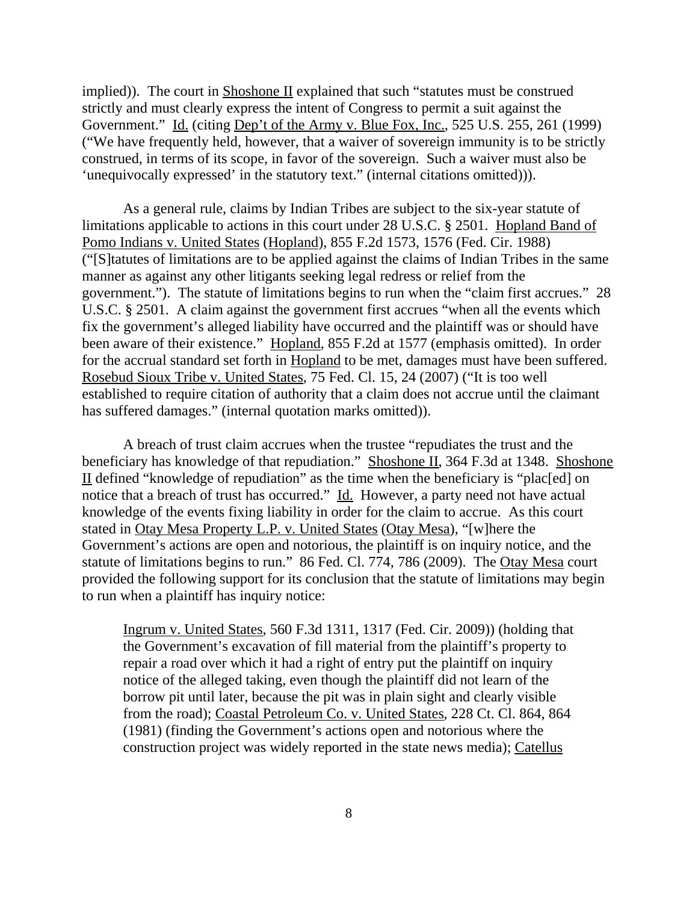implied)). The court in Shoshone II explained that such "statutes must be construed strictly and must clearly express the intent of Congress to permit a suit against the Government." Id. (citing Dep't of the Army v. Blue Fox, Inc., 525 U.S. 255, 261 (1999) ("We have frequently held, however, that a waiver of sovereign immunity is to be strictly construed, in terms of its scope, in favor of the sovereign. Such a waiver must also be 'unequivocally expressed' in the statutory text." (internal citations omitted))).

As a general rule, claims by Indian Tribes are subject to the six-year statute of limitations applicable to actions in this court under 28 U.S.C. § 2501. Hopland Band of Pomo Indians v. United States (Hopland), 855 F.2d 1573, 1576 (Fed. Cir. 1988) ("[S]tatutes of limitations are to be applied against the claims of Indian Tribes in the same manner as against any other litigants seeking legal redress or relief from the government."). The statute of limitations begins to run when the "claim first accrues." 28 U.S.C. § 2501. A claim against the government first accrues "when all the events which fix the government's alleged liability have occurred and the plaintiff was or should have been aware of their existence." Hopland, 855 F.2d at 1577 (emphasis omitted). In order for the accrual standard set forth in Hopland to be met, damages must have been suffered. Rosebud Sioux Tribe v. United States, 75 Fed. Cl. 15, 24 (2007) ("It is too well established to require citation of authority that a claim does not accrue until the claimant has suffered damages." (internal quotation marks omitted)).

A breach of trust claim accrues when the trustee "repudiates the trust and the beneficiary has knowledge of that repudiation." Shoshone II, 364 F.3d at 1348. Shoshone II defined "knowledge of repudiation" as the time when the beneficiary is "plac[ed] on notice that a breach of trust has occurred." Id. However, a party need not have actual knowledge of the events fixing liability in order for the claim to accrue. As this court stated in Otay Mesa Property L.P. v. United States (Otay Mesa), "[w]here the Government's actions are open and notorious, the plaintiff is on inquiry notice, and the statute of limitations begins to run." 86 Fed. Cl. 774, 786 (2009). The Otay Mesa court provided the following support for its conclusion that the statute of limitations may begin to run when a plaintiff has inquiry notice:

> Ingrum v. United States, 560 F.3d 1311, 1317 (Fed. Cir. 2009)) (holding that the Government's excavation of fill material from the plaintiff's property to repair a road over which it had a right of entry put the plaintiff on inquiry notice of the alleged taking, even though the plaintiff did not learn of the borrow pit until later, because the pit was in plain sight and clearly visible from the road); Coastal Petroleum Co. v. United States, 228 Ct. Cl. 864, 864 (1981) (finding the Government's actions open and notorious where the construction project was widely reported in the state news media); Catellus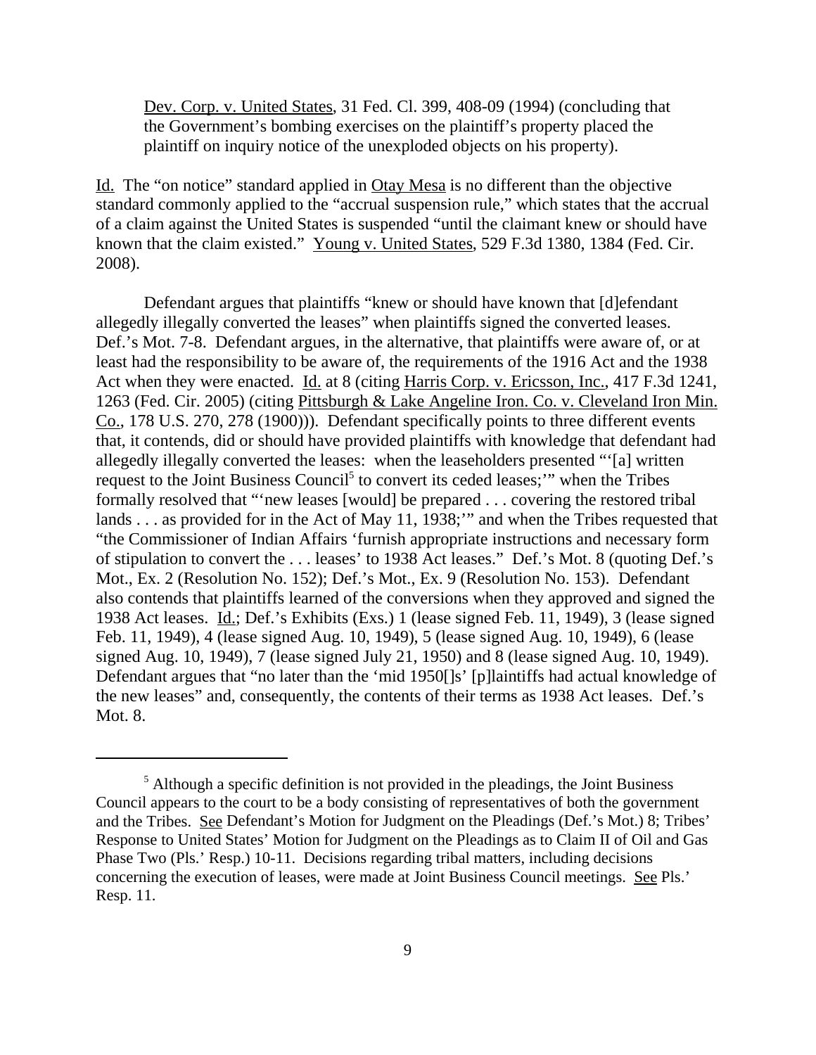Dev. Corp. v. United States, 31 Fed. Cl. 399, 408-09 (1994) (concluding that the Government's bombing exercises on the plaintiff's property placed the plaintiff on inquiry notice of the unexploded objects on his property).

Id. The "on notice" standard applied in Otay Mesa is no different than the objective standard commonly applied to the "accrual suspension rule," which states that the accrual of a claim against the United States is suspended "until the claimant knew or should have known that the claim existed." Young v. United States, 529 F.3d 1380, 1384 (Fed. Cir. 2008).

Defendant argues that plaintiffs "knew or should have known that [d]efendant allegedly illegally converted the leases" when plaintiffs signed the converted leases. Def.'s Mot. 7-8. Defendant argues, in the alternative, that plaintiffs were aware of, or at least had the responsibility to be aware of, the requirements of the 1916 Act and the 1938 Act when they were enacted. Id. at 8 (citing Harris Corp. v. Ericsson, Inc., 417 F.3d 1241, 1263 (Fed. Cir. 2005) (citing Pittsburgh & Lake Angeline Iron. Co. v. Cleveland Iron Min. Co., 178 U.S. 270, 278 (1900))). Defendant specifically points to three different events that, it contends, did or should have provided plaintiffs with knowledge that defendant had allegedly illegally converted the leases: when the leaseholders presented "'[a] written request to the Joint Business Council[5] to convert its ceded leases;'" when the Tribes formally resolved that "'new leases [would] be prepared . . . covering the restored tribal lands . . . as provided for in the Act of May 11, 1938;'" and when the Tribes requested that "the Commissioner of Indian Affairs 'furnish appropriate instructions and necessary form of stipulation to convert the . . . leases' to 1938 Act leases." Def.'s Mot. 8 (quoting Def.'s Mot., Ex. 2 (Resolution No. 152); Def.'s Mot., Ex. 9 (Resolution No. 153). Defendant also contends that plaintiffs learned of the conversions when they approved and signed the 1938 Act leases. Id.; Def.'s Exhibits (Exs.) 1 (lease signed Feb. 11, 1949), 3 (lease signed Feb. 11, 1949), 4 (lease signed Aug. 10, 1949), 5 (lease signed Aug. 10, 1949), 6 (lease signed Aug. 10, 1949), 7 (lease signed July 21, 1950) and 8 (lease signed Aug. 10, 1949). Defendant argues that "no later than the 'mid 1950[]s' [p]laintiffs had actual knowledge of the new leases" and, consequently, the contents of their terms as 1938 Act leases. Def.'s Mot. 8.

---

[5] Although a specific definition is not provided in the pleadings, the Joint Business Council appears to the court to be a body consisting of representatives of both the government and the Tribes. See Defendant's Motion for Judgment on the Pleadings (Def.'s Mot.) 8; Tribes' Response to United States' Motion for Judgment on the Pleadings as to Claim II of Oil and Gas Phase Two (Pls.' Resp.) 10-11. Decisions regarding tribal matters, including decisions concerning the execution of leases, were made at Joint Business Council meetings. See Pls.' Resp. 11.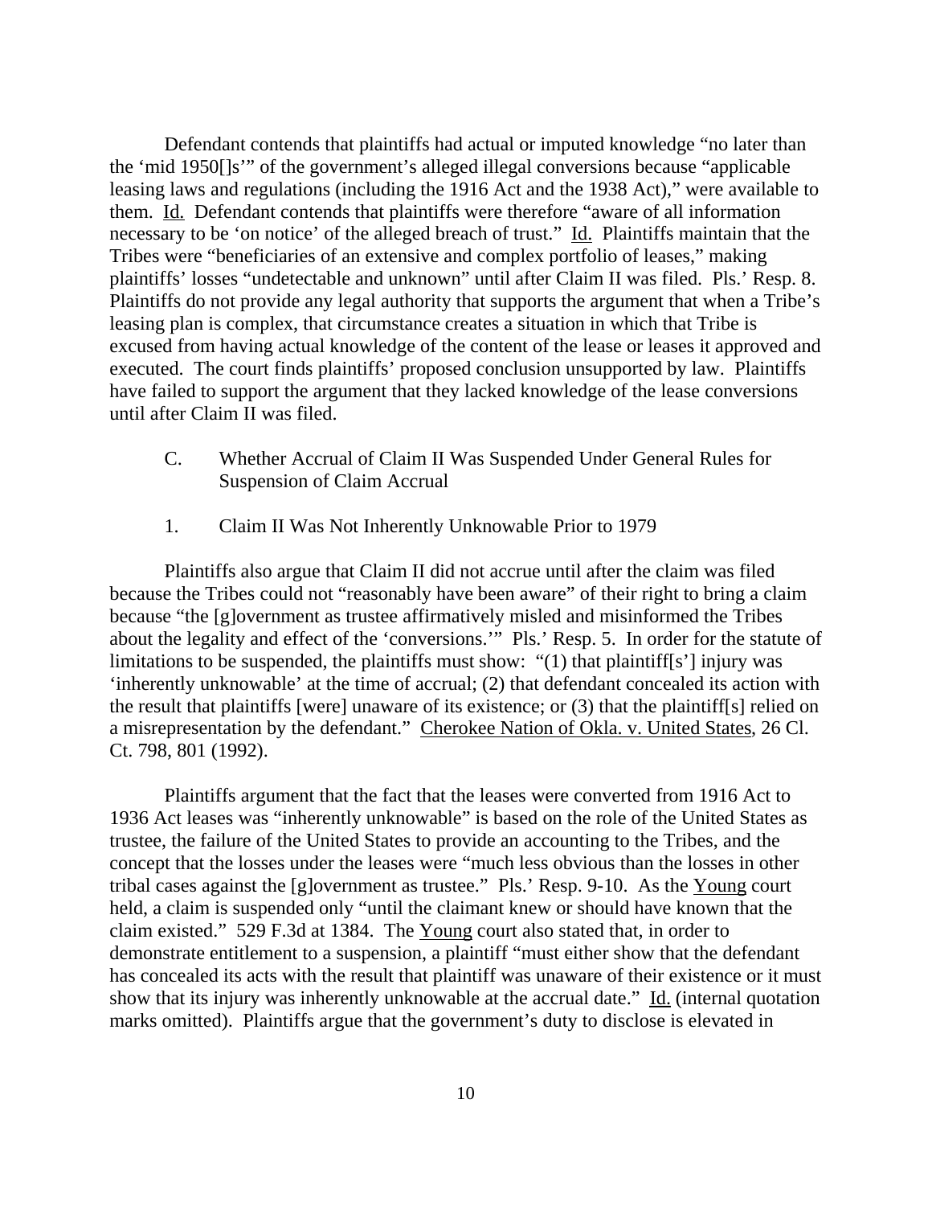Defendant contends that plaintiffs had actual or imputed knowledge "no later than the 'mid 1950[]s'" of the government's alleged illegal conversions because "applicable leasing laws and regulations (including the 1916 Act and the 1938 Act)," were available to them. Id. Defendant contends that plaintiffs were therefore "aware of all information necessary to be 'on notice' of the alleged breach of trust." Id. Plaintiffs maintain that the Tribes were "beneficiaries of an extensive and complex portfolio of leases," making plaintiffs' losses "undetectable and unknown" until after Claim II was filed. Pls.' Resp. 8. Plaintiffs do not provide any legal authority that supports the argument that when a Tribe's leasing plan is complex, that circumstance creates a situation in which that Tribe is excused from having actual knowledge of the content of the lease or leases it approved and executed. The court finds plaintiffs' proposed conclusion unsupported by law. Plaintiffs have failed to support the argument that they lacked knowledge of the lease conversions until after Claim II was filed.

### C. Whether Accrual of Claim II Was Suspended Under General Rules for Suspension of Claim Accrual

#### 1. Claim II Was Not Inherently Unknowable Prior to 1979

Plaintiffs also argue that Claim II did not accrue until after the claim was filed because the Tribes could not "reasonably have been aware" of their right to bring a claim because "the [g]overnment as trustee affirmatively misled and misinformed the Tribes about the legality and effect of the 'conversions.'" Pls.' Resp. 5. In order for the statute of limitations to be suspended, the plaintiffs must show: "(1) that plaintiff[s'] injury was 'inherently unknowable' at the time of accrual; (2) that defendant concealed its action with the result that plaintiffs [were] unaware of its existence; or (3) that the plaintiff[s] relied on a misrepresentation by the defendant." Cherokee Nation of Okla. v. United States, 26 Cl. Ct. 798, 801 (1992).

Plaintiffs argument that the fact that the leases were converted from 1916 Act to 1936 Act leases was "inherently unknowable" is based on the role of the United States as trustee, the failure of the United States to provide an accounting to the Tribes, and the concept that the losses under the leases were "much less obvious than the losses in other tribal cases against the [g]overnment as trustee." Pls.' Resp. 9-10. As the Young court held, a claim is suspended only "until the claimant knew or should have known that the claim existed." 529 F.3d at 1384. The Young court also stated that, in order to demonstrate entitlement to a suspension, a plaintiff "must either show that the defendant has concealed its acts with the result that plaintiff was unaware of their existence or it must show that its injury was inherently unknowable at the accrual date." Id. (internal quotation marks omitted). Plaintiffs argue that the government's duty to disclose is elevated in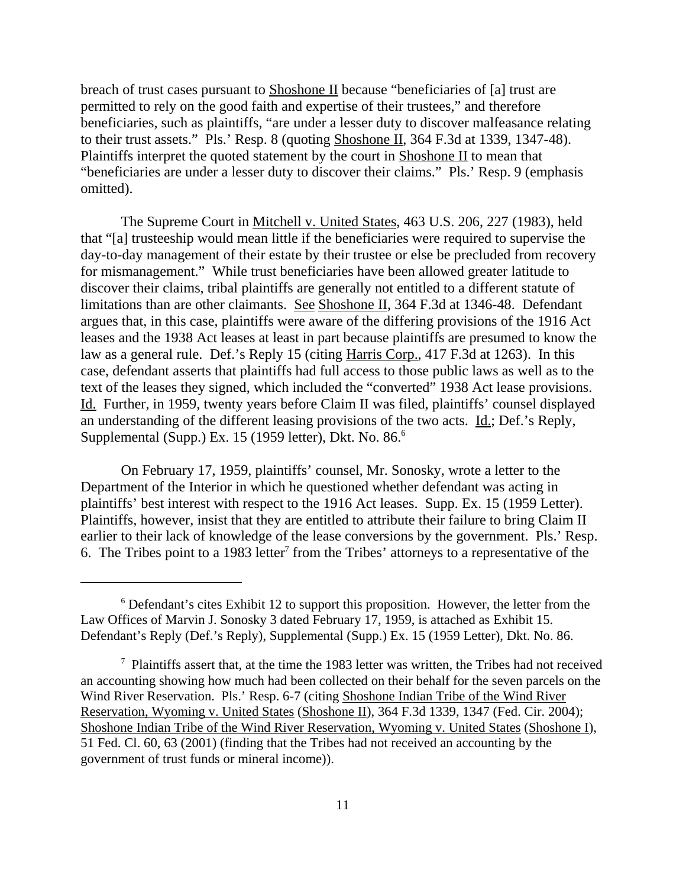breach of trust cases pursuant to Shoshone II because "beneficiaries of [a] trust are permitted to rely on the good faith and expertise of their trustees," and therefore beneficiaries, such as plaintiffs, "are under a lesser duty to discover malfeasance relating to their trust assets." Pls.' Resp. 8 (quoting Shoshone II, 364 F.3d at 1339, 1347-48). Plaintiffs interpret the quoted statement by the court in Shoshone II to mean that "beneficiaries are under a lesser duty to discover their claims." Pls.' Resp. 9 (emphasis omitted).

The Supreme Court in Mitchell v. United States, 463 U.S. 206, 227 (1983), held that "[a] trusteeship would mean little if the beneficiaries were required to supervise the day-to-day management of their estate by their trustee or else be precluded from recovery for mismanagement." While trust beneficiaries have been allowed greater latitude to discover their claims, tribal plaintiffs are generally not entitled to a different statute of limitations than are other claimants. See Shoshone II, 364 F.3d at 1346-48. Defendant argues that, in this case, plaintiffs were aware of the differing provisions of the 1916 Act leases and the 1938 Act leases at least in part because plaintiffs are presumed to know the law as a general rule. Def.'s Reply 15 (citing Harris Corp., 417 F.3d at 1263). In this case, defendant asserts that plaintiffs had full access to those public laws as well as to the text of the leases they signed, which included the "converted" 1938 Act lease provisions. Id. Further, in 1959, twenty years before Claim II was filed, plaintiffs' counsel displayed an understanding of the different leasing provisions of the two acts. Id.; Def.'s Reply, Supplemental (Supp.) Ex. 15 (1959 letter), Dkt. No. 86.[6]

On February 17, 1959, plaintiffs' counsel, Mr. Sonosky, wrote a letter to the Department of the Interior in which he questioned whether defendant was acting in plaintiffs' best interest with respect to the 1916 Act leases. Supp. Ex. 15 (1959 Letter). Plaintiffs, however, insist that they are entitled to attribute their failure to bring Claim II earlier to their lack of knowledge of the lease conversions by the government. Pls.' Resp. 6. The Tribes point to a 1983 letter[7] from the Tribes' attorneys to a representative of the

---

[6] Defendant's cites Exhibit 12 to support this proposition. However, the letter from the Law Offices of Marvin J. Sonosky 3 dated February 17, 1959, is attached as Exhibit 15. Defendant's Reply (Def.'s Reply), Supplemental (Supp.) Ex. 15 (1959 Letter), Dkt. No. 86.

[7] Plaintiffs assert that, at the time the 1983 letter was written, the Tribes had not received an accounting showing how much had been collected on their behalf for the seven parcels on the Wind River Reservation. Pls.' Resp. 6-7 (citing Shoshone Indian Tribe of the Wind River Reservation, Wyoming v. United States (Shoshone II), 364 F.3d 1339, 1347 (Fed. Cir. 2004); Shoshone Indian Tribe of the Wind River Reservation, Wyoming v. United States (Shoshone I), 51 Fed. Cl. 60, 63 (2001) (finding that the Tribes had not received an accounting by the government of trust funds or mineral income)).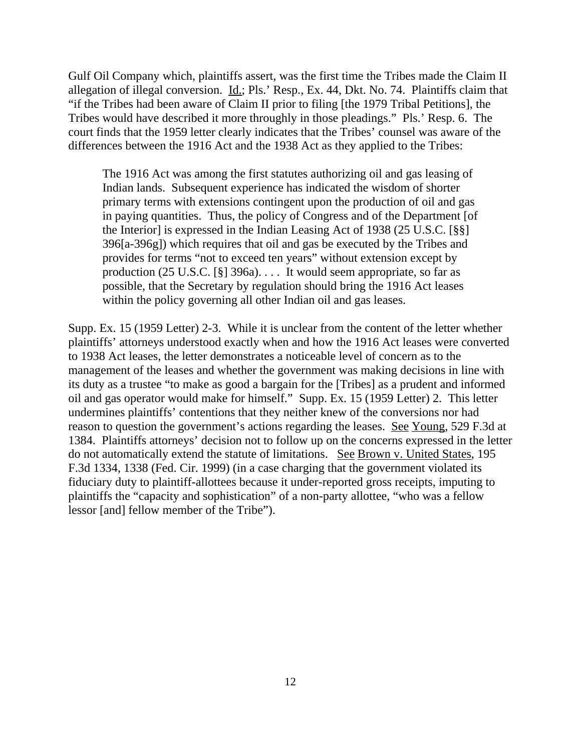Gulf Oil Company which, plaintiffs assert, was the first time the Tribes made the Claim II allegation of illegal conversion. Id.; Pls.' Resp., Ex. 44, Dkt. No. 74. Plaintiffs claim that "if the Tribes had been aware of Claim II prior to filing [the 1979 Tribal Petitions], the Tribes would have described it more throughly in those pleadings." Pls.' Resp. 6. The court finds that the 1959 letter clearly indicates that the Tribes' counsel was aware of the differences between the 1916 Act and the 1938 Act as they applied to the Tribes:

> The 1916 Act was among the first statutes authorizing oil and gas leasing of Indian lands. Subsequent experience has indicated the wisdom of shorter primary terms with extensions contingent upon the production of oil and gas in paying quantities. Thus, the policy of Congress and of the Department [of the Interior] is expressed in the Indian Leasing Act of 1938 (25 U.S.C. [§§] 396[a-396g]) which requires that oil and gas be executed by the Tribes and provides for terms "not to exceed ten years" without extension except by production (25 U.S.C. [§] 396a). . . . It would seem appropriate, so far as possible, that the Secretary by regulation should bring the 1916 Act leases within the policy governing all other Indian oil and gas leases.

Supp. Ex. 15 (1959 Letter) 2-3. While it is unclear from the content of the letter whether plaintiffs' attorneys understood exactly when and how the 1916 Act leases were converted to 1938 Act leases, the letter demonstrates a noticeable level of concern as to the management of the leases and whether the government was making decisions in line with its duty as a trustee "to make as good a bargain for the [Tribes] as a prudent and informed oil and gas operator would make for himself." Supp. Ex. 15 (1959 Letter) 2. This letter undermines plaintiffs' contentions that they neither knew of the conversions nor had reason to question the government's actions regarding the leases. See Young, 529 F.3d at 1384. Plaintiffs attorneys' decision not to follow up on the concerns expressed in the letter do not automatically extend the statute of limitations. See Brown v. United States, 195 F.3d 1334, 1338 (Fed. Cir. 1999) (in a case charging that the government violated its fiduciary duty to plaintiff-allottees because it under-reported gross receipts, imputing to plaintiffs the "capacity and sophistication" of a non-party allottee, "who was a fellow lessor [and] fellow member of the Tribe").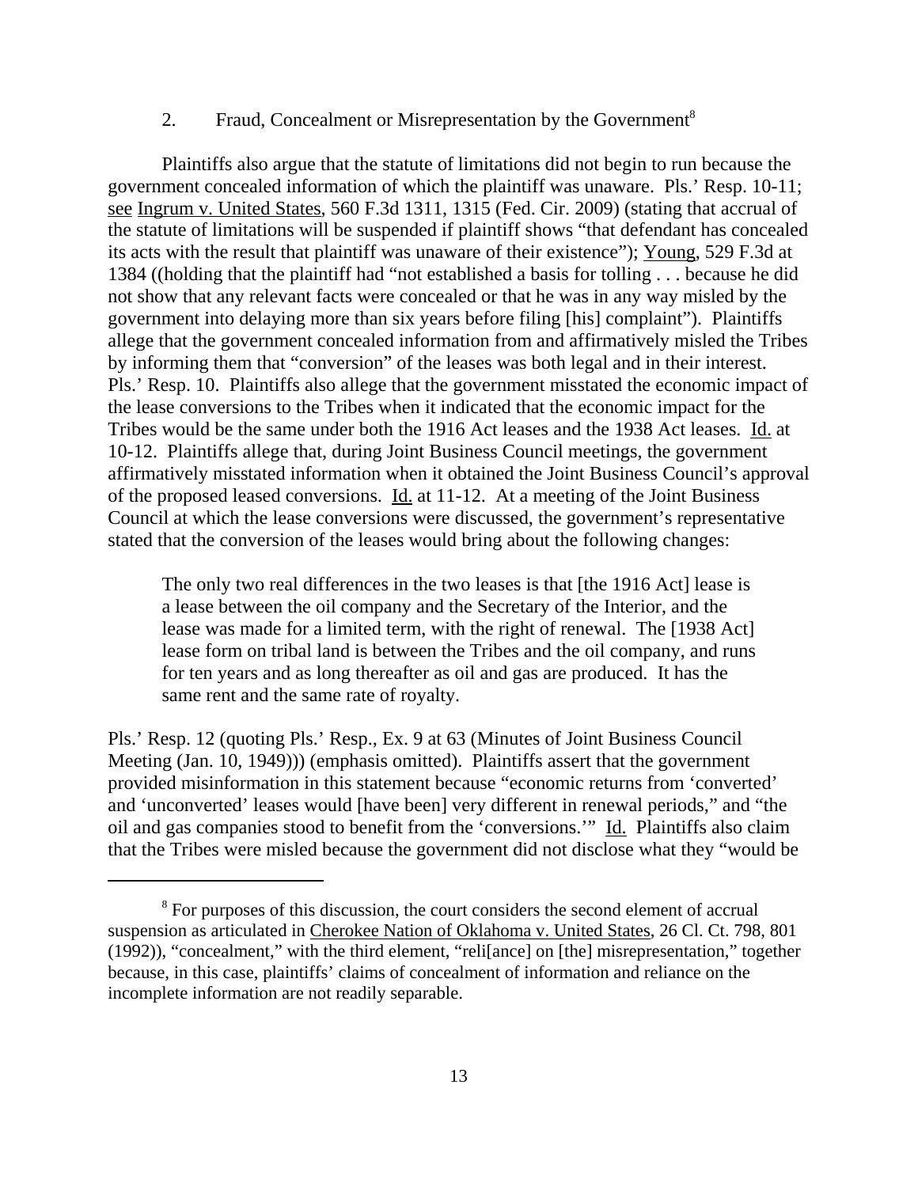### 2. Fraud, Concealment or Misrepresentation by the Government[8]

Plaintiffs also argue that the statute of limitations did not begin to run because the government concealed information of which the plaintiff was unaware. Pls.' Resp. 10-11; see Ingrum v. United States, 560 F.3d 1311, 1315 (Fed. Cir. 2009) (stating that accrual of the statute of limitations will be suspended if plaintiff shows "that defendant has concealed its acts with the result that plaintiff was unaware of their existence"); Young, 529 F.3d at 1384 ((holding that the plaintiff had "not established a basis for tolling . . . because he did not show that any relevant facts were concealed or that he was in any way misled by the government into delaying more than six years before filing [his] complaint"). Plaintiffs allege that the government concealed information from and affirmatively misled the Tribes by informing them that "conversion" of the leases was both legal and in their interest. Pls.' Resp. 10. Plaintiffs also allege that the government misstated the economic impact of the lease conversions to the Tribes when it indicated that the economic impact for the Tribes would be the same under both the 1916 Act leases and the 1938 Act leases. Id. at 10-12. Plaintiffs allege that, during Joint Business Council meetings, the government affirmatively misstated information when it obtained the Joint Business Council's approval of the proposed leased conversions. Id. at 11-12. At a meeting of the Joint Business Council at which the lease conversions were discussed, the government's representative stated that the conversion of the leases would bring about the following changes:

> The only two real differences in the two leases is that [the 1916 Act] lease is a lease between the oil company and the Secretary of the Interior, and the lease was made for a limited term, with the right of renewal. The [1938 Act] lease form on tribal land is between the Tribes and the oil company, and runs for ten years and as long thereafter as oil and gas are produced. It has the same rent and the same rate of royalty.

Pls.' Resp. 12 (quoting Pls.' Resp., Ex. 9 at 63 (Minutes of Joint Business Council Meeting (Jan. 10, 1949))) (emphasis omitted). Plaintiffs assert that the government provided misinformation in this statement because "economic returns from 'converted' and 'unconverted' leases would [have been] very different in renewal periods," and "the oil and gas companies stood to benefit from the 'conversions.'" Id. Plaintiffs also claim that the Tribes were misled because the government did not disclose what they "would be

---

[8] For purposes of this discussion, the court considers the second element of accrual suspension as articulated in Cherokee Nation of Oklahoma v. United States, 26 Cl. Ct. 798, 801 (1992)), "concealment," with the third element, "reli[ance] on [the] misrepresentation," together because, in this case, plaintiffs' claims of concealment of information and reliance on the incomplete information are not readily separable.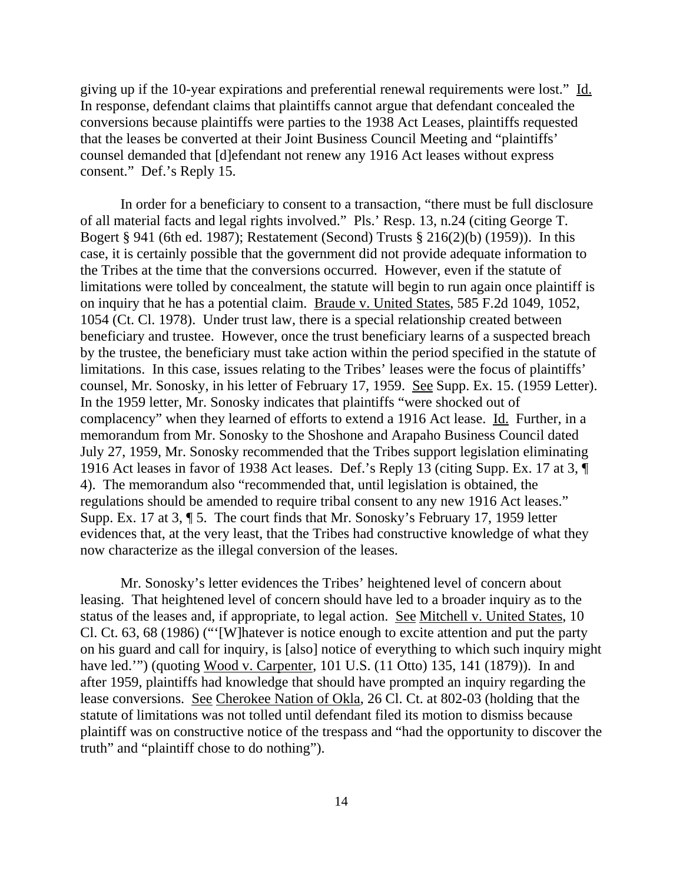giving up if the 10-year expirations and preferential renewal requirements were lost." Id. In response, defendant claims that plaintiffs cannot argue that defendant concealed the conversions because plaintiffs were parties to the 1938 Act Leases, plaintiffs requested that the leases be converted at their Joint Business Council Meeting and "plaintiffs' counsel demanded that [d]efendant not renew any 1916 Act leases without express consent." Def.'s Reply 15.

In order for a beneficiary to consent to a transaction, "there must be full disclosure of all material facts and legal rights involved." Pls.' Resp. 13, n.24 (citing George T. Bogert § 941 (6th ed. 1987); Restatement (Second) Trusts § 216(2)(b) (1959)). In this case, it is certainly possible that the government did not provide adequate information to the Tribes at the time that the conversions occurred. However, even if the statute of limitations were tolled by concealment, the statute will begin to run again once plaintiff is on inquiry that he has a potential claim. Braude v. United States, 585 F.2d 1049, 1052, 1054 (Ct. Cl. 1978). Under trust law, there is a special relationship created between beneficiary and trustee. However, once the trust beneficiary learns of a suspected breach by the trustee, the beneficiary must take action within the period specified in the statute of limitations. In this case, issues relating to the Tribes' leases were the focus of plaintiffs' counsel, Mr. Sonosky, in his letter of February 17, 1959. See Supp. Ex. 15. (1959 Letter). In the 1959 letter, Mr. Sonosky indicates that plaintiffs "were shocked out of complacency" when they learned of efforts to extend a 1916 Act lease. Id. Further, in a memorandum from Mr. Sonosky to the Shoshone and Arapaho Business Council dated July 27, 1959, Mr. Sonosky recommended that the Tribes support legislation eliminating 1916 Act leases in favor of 1938 Act leases. Def.'s Reply 13 (citing Supp. Ex. 17 at 3, ¶ 4). The memorandum also "recommended that, until legislation is obtained, the regulations should be amended to require tribal consent to any new 1916 Act leases." Supp. Ex. 17 at 3, ¶ 5. The court finds that Mr. Sonosky's February 17, 1959 letter evidences that, at the very least, that the Tribes had constructive knowledge of what they now characterize as the illegal conversion of the leases.

Mr. Sonosky's letter evidences the Tribes' heightened level of concern about leasing. That heightened level of concern should have led to a broader inquiry as to the status of the leases and, if appropriate, to legal action. See Mitchell v. United States, 10 Cl. Ct. 63, 68 (1986) ("'[W]hatever is notice enough to excite attention and put the party on his guard and call for inquiry, is [also] notice of everything to which such inquiry might have led.'") (quoting Wood v. Carpenter, 101 U.S. (11 Otto) 135, 141 (1879)). In and after 1959, plaintiffs had knowledge that should have prompted an inquiry regarding the lease conversions. See Cherokee Nation of Okla, 26 Cl. Ct. at 802-03 (holding that the statute of limitations was not tolled until defendant filed its motion to dismiss because plaintiff was on constructive notice of the trespass and "had the opportunity to discover the truth" and "plaintiff chose to do nothing").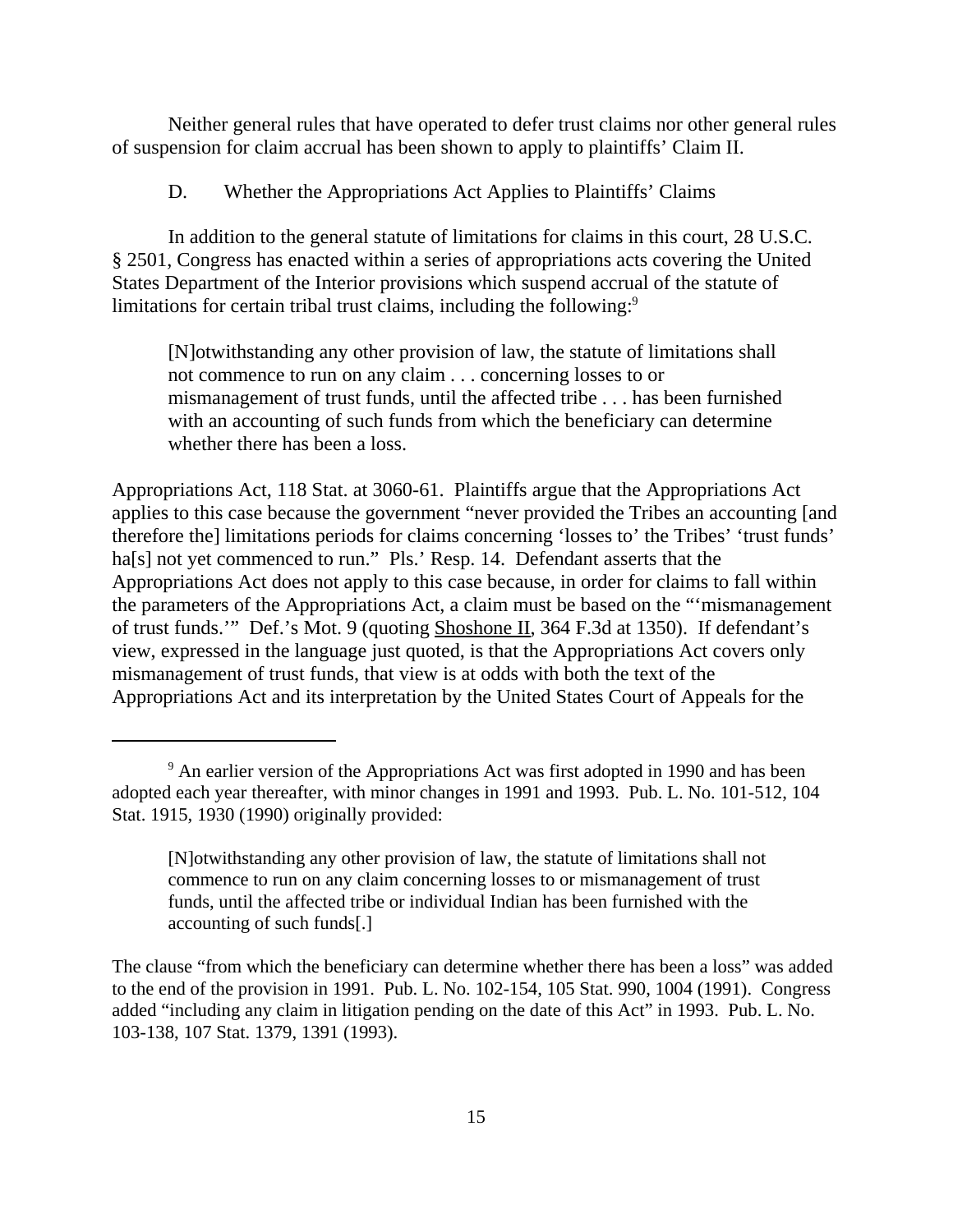Neither general rules that have operated to defer trust claims nor other general rules of suspension for claim accrual has been shown to apply to plaintiffs' Claim II.

D. Whether the Appropriations Act Applies to Plaintiffs' Claims

In addition to the general statute of limitations for claims in this court, 28 U.S.C. § 2501, Congress has enacted within a series of appropriations acts covering the United States Department of the Interior provisions which suspend accrual of the statute of limitations for certain tribal trust claims, including the following:[9]

> [N]otwithstanding any other provision of law, the statute of limitations shall not commence to run on any claim . . . concerning losses to or mismanagement of trust funds, until the affected tribe . . . has been furnished with an accounting of such funds from which the beneficiary can determine whether there has been a loss.

Appropriations Act, 118 Stat. at 3060-61. Plaintiffs argue that the Appropriations Act applies to this case because the government "never provided the Tribes an accounting [and therefore the] limitations periods for claims concerning 'losses to' the Tribes' 'trust funds' ha[s] not yet commenced to run." Pls.' Resp. 14. Defendant asserts that the Appropriations Act does not apply to this case because, in order for claims to fall within the parameters of the Appropriations Act, a claim must be based on the "'mismanagement of trust funds.'" Def.'s Mot. 9 (quoting Shoshone II, 364 F.3d at 1350). If defendant's view, expressed in the language just quoted, is that the Appropriations Act covers only mismanagement of trust funds, that view is at odds with both the text of the Appropriations Act and its interpretation by the United States Court of Appeals for the

---

[9] An earlier version of the Appropriations Act was first adopted in 1990 and has been adopted each year thereafter, with minor changes in 1991 and 1993. Pub. L. No. 101-512, 104 Stat. 1915, 1930 (1990) originally provided:

> [N]otwithstanding any other provision of law, the statute of limitations shall not commence to run on any claim concerning losses to or mismanagement of trust funds, until the affected tribe or individual Indian has been furnished with the accounting of such funds[.]

The clause "from which the beneficiary can determine whether there has been a loss" was added to the end of the provision in 1991. Pub. L. No. 102-154, 105 Stat. 990, 1004 (1991). Congress added "including any claim in litigation pending on the date of this Act" in 1993. Pub. L. No. 103-138, 107 Stat. 1379, 1391 (1993).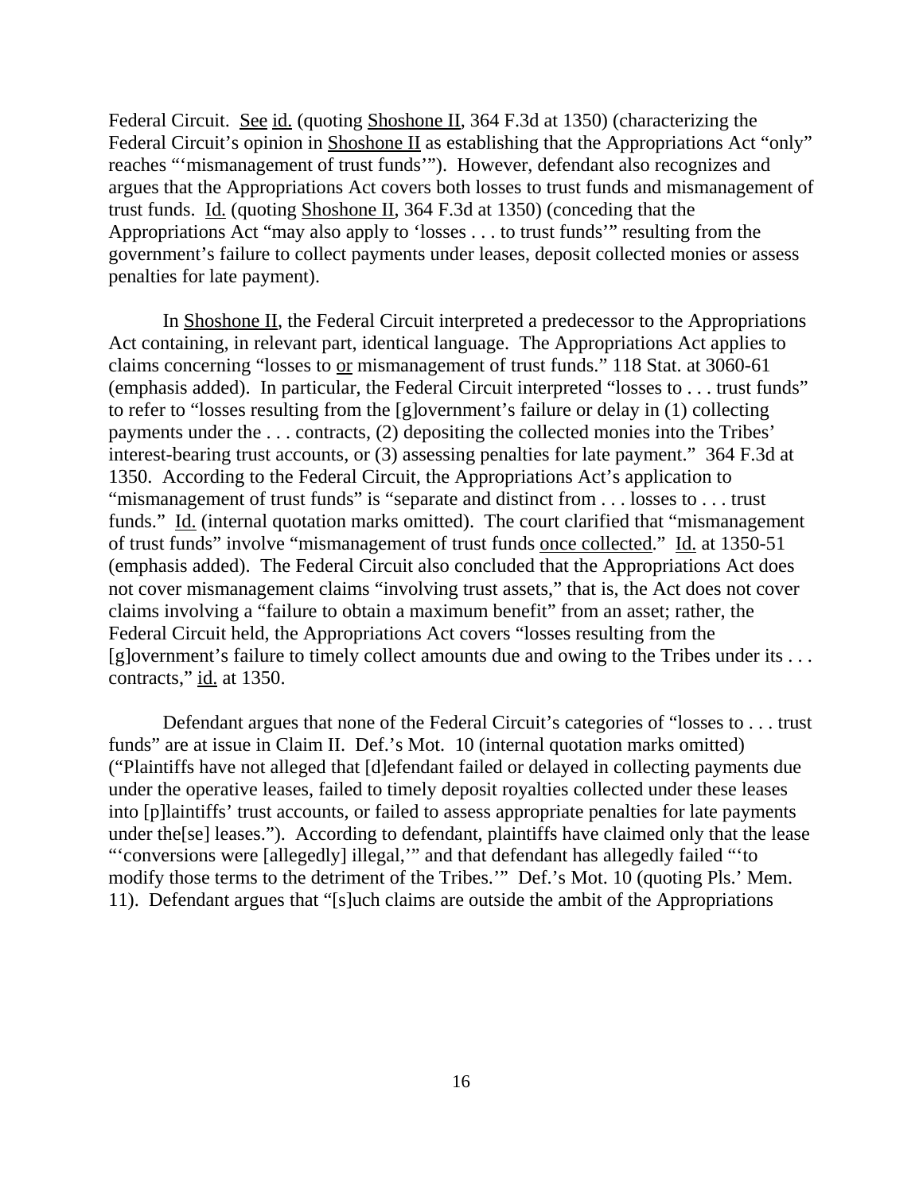Federal Circuit. See id. (quoting Shoshone II, 364 F.3d at 1350) (characterizing the Federal Circuit's opinion in Shoshone II as establishing that the Appropriations Act "only" reaches "'mismanagement of trust funds'"). However, defendant also recognizes and argues that the Appropriations Act covers both losses to trust funds and mismanagement of trust funds. Id. (quoting Shoshone II, 364 F.3d at 1350) (conceding that the Appropriations Act "may also apply to 'losses . . . to trust funds'" resulting from the government's failure to collect payments under leases, deposit collected monies or assess penalties for late payment).

In Shoshone II, the Federal Circuit interpreted a predecessor to the Appropriations Act containing, in relevant part, identical language. The Appropriations Act applies to claims concerning "losses to or mismanagement of trust funds." 118 Stat. at 3060-61 (emphasis added). In particular, the Federal Circuit interpreted "losses to . . . trust funds" to refer to "losses resulting from the [g]overnment's failure or delay in (1) collecting payments under the . . . contracts, (2) depositing the collected monies into the Tribes' interest-bearing trust accounts, or (3) assessing penalties for late payment." 364 F.3d at 1350. According to the Federal Circuit, the Appropriations Act's application to "mismanagement of trust funds" is "separate and distinct from . . . losses to . . . trust funds." Id. (internal quotation marks omitted). The court clarified that "mismanagement of trust funds" involve "mismanagement of trust funds once collected." Id. at 1350-51 (emphasis added). The Federal Circuit also concluded that the Appropriations Act does not cover mismanagement claims "involving trust assets," that is, the Act does not cover claims involving a "failure to obtain a maximum benefit" from an asset; rather, the Federal Circuit held, the Appropriations Act covers "losses resulting from the [g]overnment's failure to timely collect amounts due and owing to the Tribes under its . . . contracts," id. at 1350.

Defendant argues that none of the Federal Circuit's categories of "losses to . . . trust funds" are at issue in Claim II. Def.'s Mot. 10 (internal quotation marks omitted) ("Plaintiffs have not alleged that [d]efendant failed or delayed in collecting payments due under the operative leases, failed to timely deposit royalties collected under these leases into [p]laintiffs' trust accounts, or failed to assess appropriate penalties for late payments under the[se] leases."). According to defendant, plaintiffs have claimed only that the lease "'conversions were [allegedly] illegal,'" and that defendant has allegedly failed "'to modify those terms to the detriment of the Tribes.'" Def.'s Mot. 10 (quoting Pls.' Mem. 11). Defendant argues that "[s]uch claims are outside the ambit of the Appropriations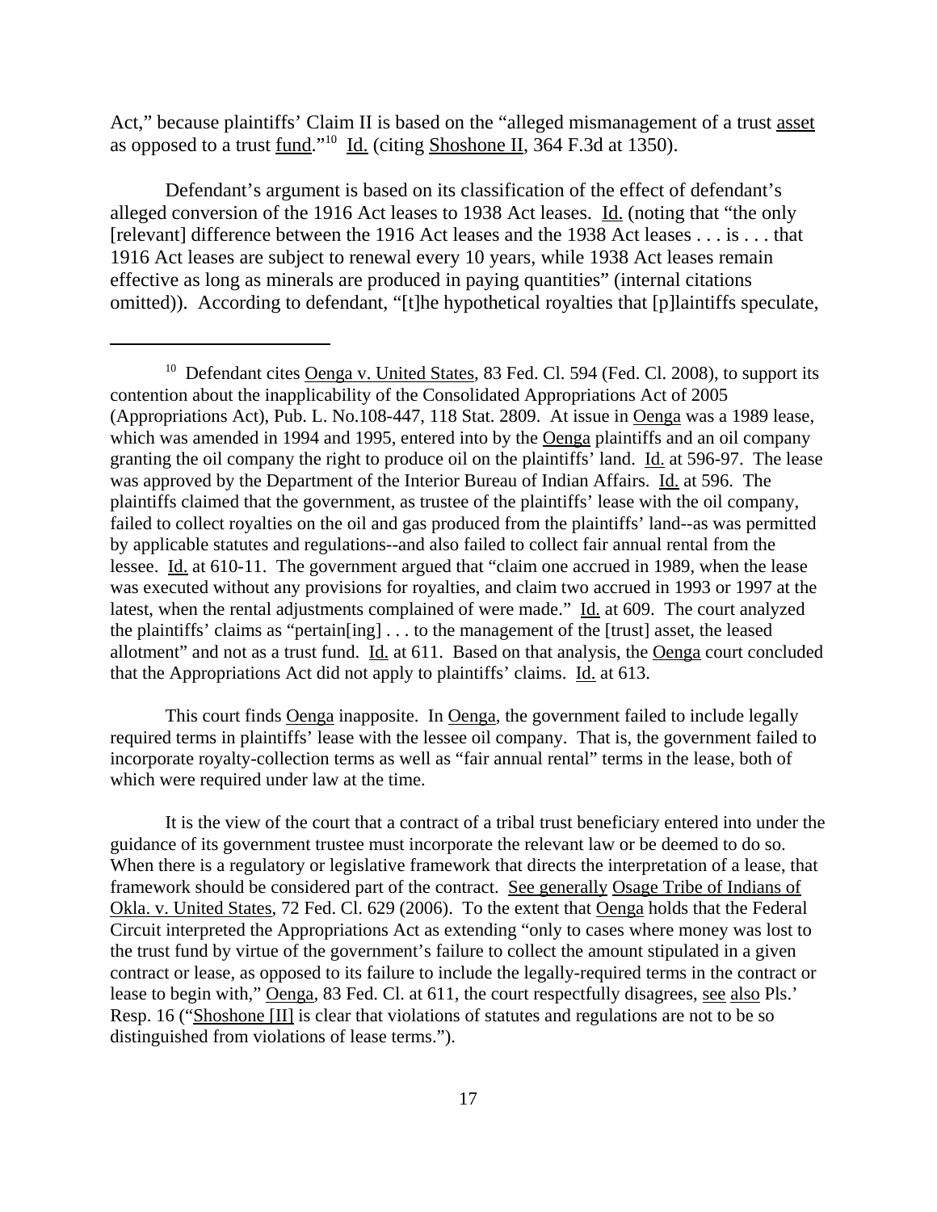Act," because plaintiffs' Claim II is based on the "alleged mismanagement of a trust asset as opposed to a trust fund."[10] Id. (citing Shoshone II, 364 F.3d at 1350).

Defendant's argument is based on its classification of the effect of defendant's alleged conversion of the 1916 Act leases to 1938 Act leases. Id. (noting that "the only [relevant] difference between the 1916 Act leases and the 1938 Act leases . . . is . . . that 1916 Act leases are subject to renewal every 10 years, while 1938 Act leases remain effective as long as minerals are produced in paying quantities" (internal citations omitted)). According to defendant, "[t]he hypothetical royalties that [p]laintiffs speculate,

---

[10] Defendant cites Oenga v. United States, 83 Fed. Cl. 594 (Fed. Cl. 2008), to support its contention about the inapplicability of the Consolidated Appropriations Act of 2005 (Appropriations Act), Pub. L. No.108-447, 118 Stat. 2809. At issue in Oenga was a 1989 lease, which was amended in 1994 and 1995, entered into by the Oenga plaintiffs and an oil company granting the oil company the right to produce oil on the plaintiffs' land. Id. at 596-97. The lease was approved by the Department of the Interior Bureau of Indian Affairs. Id. at 596. The plaintiffs claimed that the government, as trustee of the plaintiffs' lease with the oil company, failed to collect royalties on the oil and gas produced from the plaintiffs' land--as was permitted by applicable statutes and regulations--and also failed to collect fair annual rental from the lessee. Id. at 610-11. The government argued that "claim one accrued in 1989, when the lease was executed without any provisions for royalties, and claim two accrued in 1993 or 1997 at the latest, when the rental adjustments complained of were made." Id. at 609. The court analyzed the plaintiffs' claims as "pertain[ing] . . . to the management of the [trust] asset, the leased allotment" and not as a trust fund. Id. at 611. Based on that analysis, the Oenga court concluded that the Appropriations Act did not apply to plaintiffs' claims. Id. at 613.

This court finds Oenga inapposite. In Oenga, the government failed to include legally required terms in plaintiffs' lease with the lessee oil company. That is, the government failed to incorporate royalty-collection terms as well as "fair annual rental" terms in the lease, both of which were required under law at the time.

It is the view of the court that a contract of a tribal trust beneficiary entered into under the guidance of its government trustee must incorporate the relevant law or be deemed to do so. When there is a regulatory or legislative framework that directs the interpretation of a lease, that framework should be considered part of the contract. See generally Osage Tribe of Indians of Okla. v. United States, 72 Fed. Cl. 629 (2006). To the extent that Oenga holds that the Federal Circuit interpreted the Appropriations Act as extending "only to cases where money was lost to the trust fund by virtue of the government's failure to collect the amount stipulated in a given contract or lease, as opposed to its failure to include the legally-required terms in the contract or lease to begin with," Oenga, 83 Fed. Cl. at 611, the court respectfully disagrees, see also Pls.' Resp. 16 ("Shoshone [II] is clear that violations of statutes and regulations are not to be so distinguished from violations of lease terms.").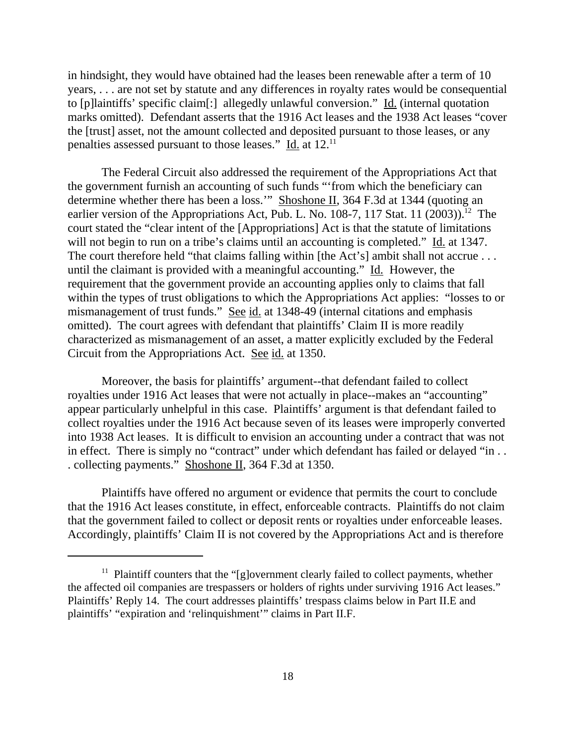in hindsight, they would have obtained had the leases been renewable after a term of 10 years, . . . are not set by statute and any differences in royalty rates would be consequential to [p]laintiffs' specific claim[:] allegedly unlawful conversion." Id. (internal quotation marks omitted). Defendant asserts that the 1916 Act leases and the 1938 Act leases "cover the [trust] asset, not the amount collected and deposited pursuant to those leases, or any penalties assessed pursuant to those leases." Id. at 12.[11]

The Federal Circuit also addressed the requirement of the Appropriations Act that the government furnish an accounting of such funds "'from which the beneficiary can determine whether there has been a loss.'" Shoshone II, 364 F.3d at 1344 (quoting an earlier version of the Appropriations Act, Pub. L. No. 108-7, 117 Stat. 11 (2003)).[12] The court stated the "clear intent of the [Appropriations] Act is that the statute of limitations will not begin to run on a tribe's claims until an accounting is completed." Id. at 1347. The court therefore held "that claims falling within [the Act's] ambit shall not accrue . . . until the claimant is provided with a meaningful accounting." Id. However, the requirement that the government provide an accounting applies only to claims that fall within the types of trust obligations to which the Appropriations Act applies: "losses to or mismanagement of trust funds." See id. at 1348-49 (internal citations and emphasis omitted). The court agrees with defendant that plaintiffs' Claim II is more readily characterized as mismanagement of an asset, a matter explicitly excluded by the Federal Circuit from the Appropriations Act. See id. at 1350.

Moreover, the basis for plaintiffs' argument--that defendant failed to collect royalties under 1916 Act leases that were not actually in place--makes an "accounting" appear particularly unhelpful in this case. Plaintiffs' argument is that defendant failed to collect royalties under the 1916 Act because seven of its leases were improperly converted into 1938 Act leases. It is difficult to envision an accounting under a contract that was not in effect. There is simply no "contract" under which defendant has failed or delayed "in . . . collecting payments." Shoshone II, 364 F.3d at 1350.

Plaintiffs have offered no argument or evidence that permits the court to conclude that the 1916 Act leases constitute, in effect, enforceable contracts. Plaintiffs do not claim that the government failed to collect or deposit rents or royalties under enforceable leases. Accordingly, plaintiffs' Claim II is not covered by the Appropriations Act and is therefore

[11] Plaintiff counters that the "[g]overnment clearly failed to collect payments, whether the affected oil companies are trespassers or holders of rights under surviving 1916 Act leases." Plaintiffs' Reply 14. The court addresses plaintiffs' trespass claims below in Part II.E and plaintiffs' "expiration and 'relinquishment'" claims in Part II.F.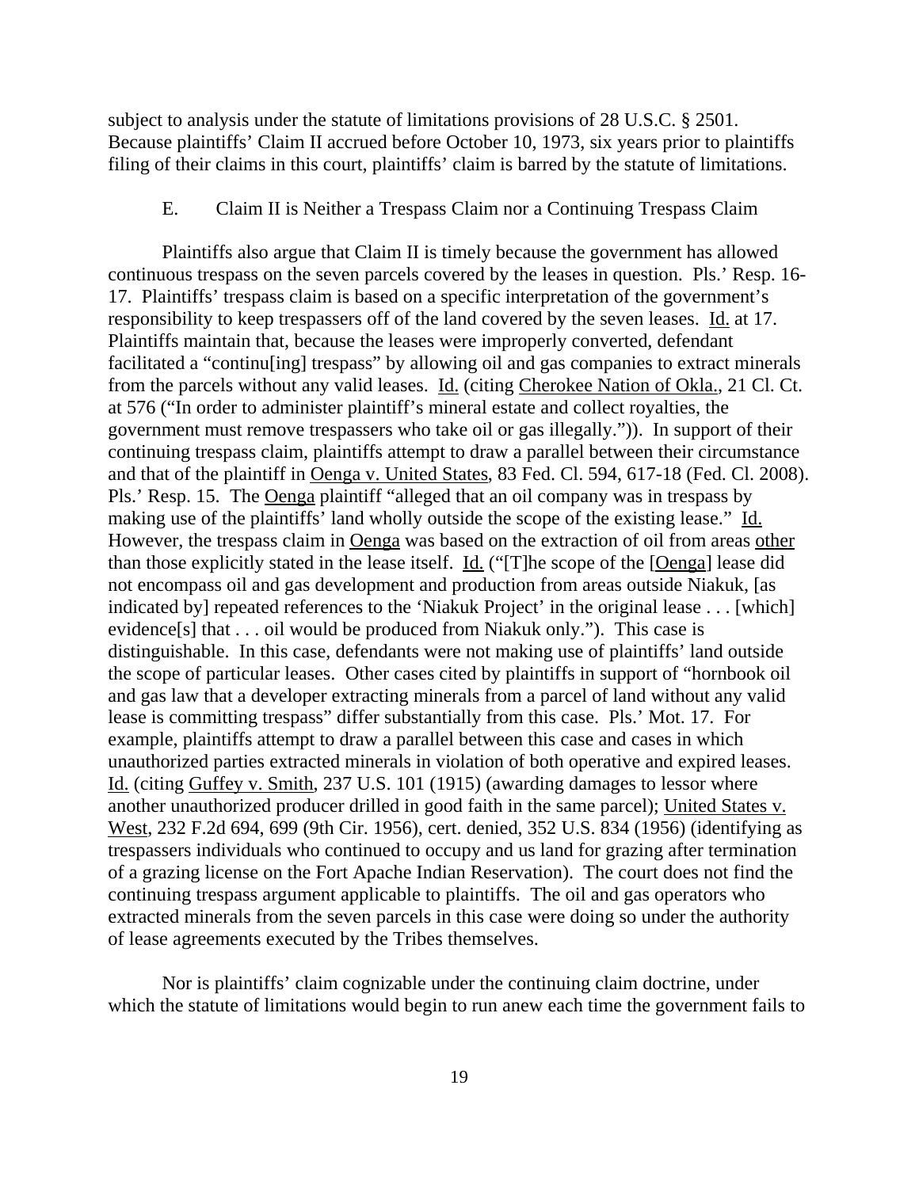subject to analysis under the statute of limitations provisions of 28 U.S.C. § 2501. Because plaintiffs' Claim II accrued before October 10, 1973, six years prior to plaintiffs filing of their claims in this court, plaintiffs' claim is barred by the statute of limitations.

### E. Claim II is Neither a Trespass Claim nor a Continuing Trespass Claim

Plaintiffs also argue that Claim II is timely because the government has allowed continuous trespass on the seven parcels covered by the leases in question. Pls.' Resp. 16-17. Plaintiffs' trespass claim is based on a specific interpretation of the government's responsibility to keep trespassers off of the land covered by the seven leases. Id. at 17. Plaintiffs maintain that, because the leases were improperly converted, defendant facilitated a "continu[ing] trespass" by allowing oil and gas companies to extract minerals from the parcels without any valid leases. Id. (citing Cherokee Nation of Okla., 21 Cl. Ct. at 576 ("In order to administer plaintiff's mineral estate and collect royalties, the government must remove trespassers who take oil or gas illegally.")). In support of their continuing trespass claim, plaintiffs attempt to draw a parallel between their circumstance and that of the plaintiff in Oenga v. United States, 83 Fed. Cl. 594, 617-18 (Fed. Cl. 2008). Pls.' Resp. 15. The Oenga plaintiff "alleged that an oil company was in trespass by making use of the plaintiffs' land wholly outside the scope of the existing lease." Id. However, the trespass claim in Oenga was based on the extraction of oil from areas other than those explicitly stated in the lease itself. Id. ("[T]he scope of the [Oenga] lease did not encompass oil and gas development and production from areas outside Niakuk, [as indicated by] repeated references to the 'Niakuk Project' in the original lease . . . [which] evidence[s] that . . . oil would be produced from Niakuk only."). This case is distinguishable. In this case, defendants were not making use of plaintiffs' land outside the scope of particular leases. Other cases cited by plaintiffs in support of "hornbook oil and gas law that a developer extracting minerals from a parcel of land without any valid lease is committing trespass" differ substantially from this case. Pls.' Mot. 17. For example, plaintiffs attempt to draw a parallel between this case and cases in which unauthorized parties extracted minerals in violation of both operative and expired leases. Id. (citing Guffey v. Smith, 237 U.S. 101 (1915) (awarding damages to lessor where another unauthorized producer drilled in good faith in the same parcel); United States v. West, 232 F.2d 694, 699 (9th Cir. 1956), cert. denied, 352 U.S. 834 (1956) (identifying as trespassers individuals who continued to occupy and us land for grazing after termination of a grazing license on the Fort Apache Indian Reservation). The court does not find the continuing trespass argument applicable to plaintiffs. The oil and gas operators who extracted minerals from the seven parcels in this case were doing so under the authority of lease agreements executed by the Tribes themselves.

Nor is plaintiffs' claim cognizable under the continuing claim doctrine, under which the statute of limitations would begin to run anew each time the government fails to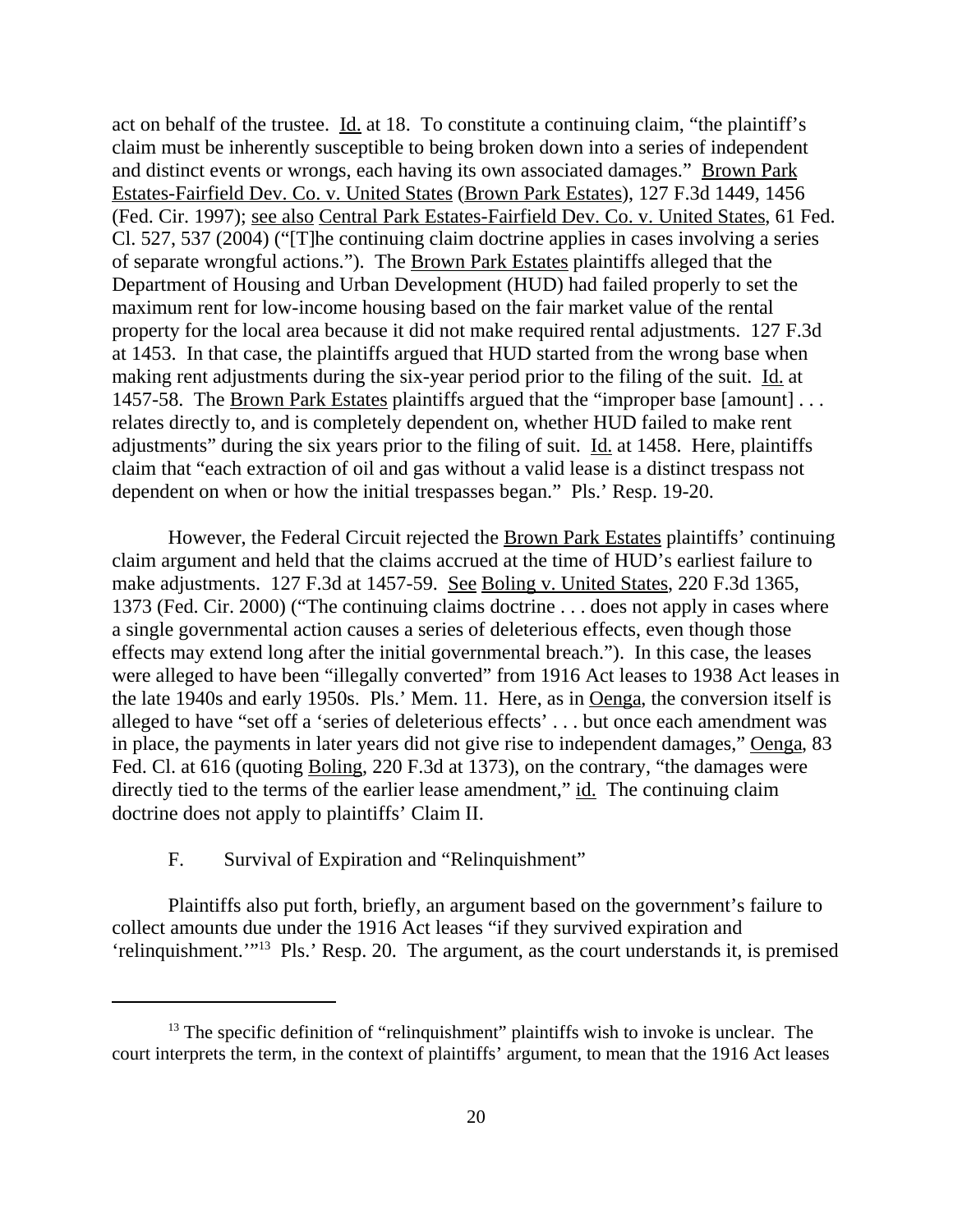act on behalf of the trustee. Id. at 18. To constitute a continuing claim, "the plaintiff's claim must be inherently susceptible to being broken down into a series of independent and distinct events or wrongs, each having its own associated damages." Brown Park Estates-Fairfield Dev. Co. v. United States (Brown Park Estates), 127 F.3d 1449, 1456 (Fed. Cir. 1997); see also Central Park Estates-Fairfield Dev. Co. v. United States, 61 Fed. Cl. 527, 537 (2004) ("[T]he continuing claim doctrine applies in cases involving a series of separate wrongful actions."). The Brown Park Estates plaintiffs alleged that the Department of Housing and Urban Development (HUD) had failed properly to set the maximum rent for low-income housing based on the fair market value of the rental property for the local area because it did not make required rental adjustments. 127 F.3d at 1453. In that case, the plaintiffs argued that HUD started from the wrong base when making rent adjustments during the six-year period prior to the filing of the suit. Id. at 1457-58. The Brown Park Estates plaintiffs argued that the "improper base [amount] . . . relates directly to, and is completely dependent on, whether HUD failed to make rent adjustments" during the six years prior to the filing of suit. Id. at 1458. Here, plaintiffs claim that "each extraction of oil and gas without a valid lease is a distinct trespass not dependent on when or how the initial trespasses began." Pls.' Resp. 19-20.

However, the Federal Circuit rejected the Brown Park Estates plaintiffs' continuing claim argument and held that the claims accrued at the time of HUD's earliest failure to make adjustments. 127 F.3d at 1457-59. See Boling v. United States, 220 F.3d 1365, 1373 (Fed. Cir. 2000) ("The continuing claims doctrine . . . does not apply in cases where a single governmental action causes a series of deleterious effects, even though those effects may extend long after the initial governmental breach."). In this case, the leases were alleged to have been "illegally converted" from 1916 Act leases to 1938 Act leases in the late 1940s and early 1950s. Pls.' Mem. 11. Here, as in Oenga, the conversion itself is alleged to have "set off a 'series of deleterious effects' . . . but once each amendment was in place, the payments in later years did not give rise to independent damages," Oenga, 83 Fed. Cl. at 616 (quoting Boling, 220 F.3d at 1373), on the contrary, "the damages were directly tied to the terms of the earlier lease amendment," id. The continuing claim doctrine does not apply to plaintiffs' Claim II.

### F. Survival of Expiration and "Relinquishment"

Plaintiffs also put forth, briefly, an argument based on the government's failure to collect amounts due under the 1916 Act leases "if they survived expiration and 'relinquishment.'"[13] Pls.' Resp. 20. The argument, as the court understands it, is premised

[13] The specific definition of "relinquishment" plaintiffs wish to invoke is unclear. The court interprets the term, in the context of plaintiffs' argument, to mean that the 1916 Act leases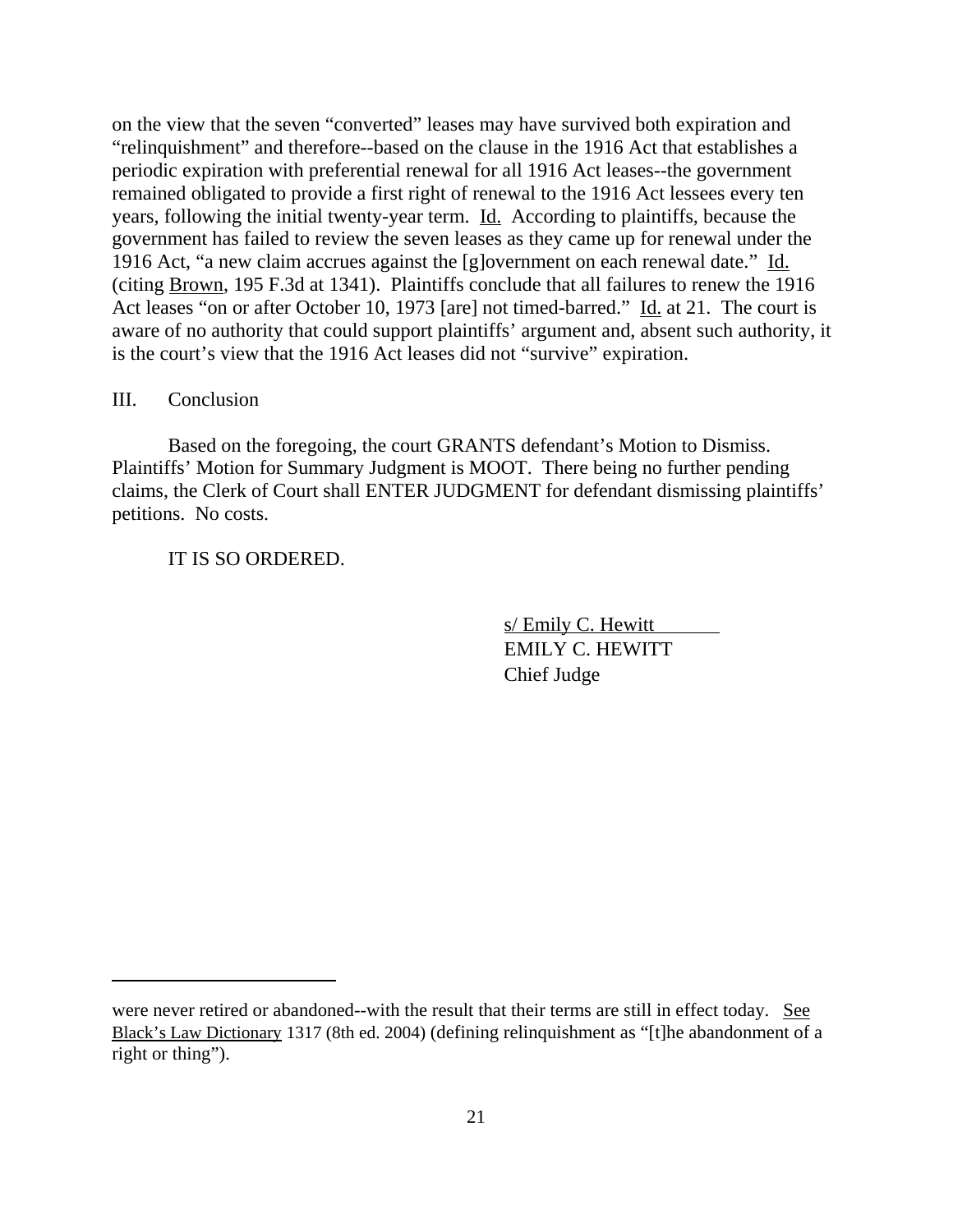on the view that the seven "converted" leases may have survived both expiration and "relinquishment" and therefore--based on the clause in the 1916 Act that establishes a periodic expiration with preferential renewal for all 1916 Act leases--the government remained obligated to provide a first right of renewal to the 1916 Act lessees every ten years, following the initial twenty-year term. Id. According to plaintiffs, because the government has failed to review the seven leases as they came up for renewal under the 1916 Act, "a new claim accrues against the [g]overnment on each renewal date." Id. (citing Brown, 195 F.3d at 1341). Plaintiffs conclude that all failures to renew the 1916 Act leases "on or after October 10, 1973 [are] not timed-barred." Id. at 21. The court is aware of no authority that could support plaintiffs' argument and, absent such authority, it is the court's view that the 1916 Act leases did not "survive" expiration.

## III. Conclusion

Based on the foregoing, the court GRANTS defendant's Motion to Dismiss. Plaintiffs' Motion for Summary Judgment is MOOT. There being no further pending claims, the Clerk of Court shall ENTER JUDGMENT for defendant dismissing plaintiffs' petitions. No costs.

IT IS SO ORDERED.

s/ Emily C. Hewitt
EMILY C. HEWITT
Chief Judge

---

were never retired or abandoned--with the result that their terms are still in effect today. See Black's Law Dictionary 1317 (8th ed. 2004) (defining relinquishment as "[t]he abandonment of a right or thing").